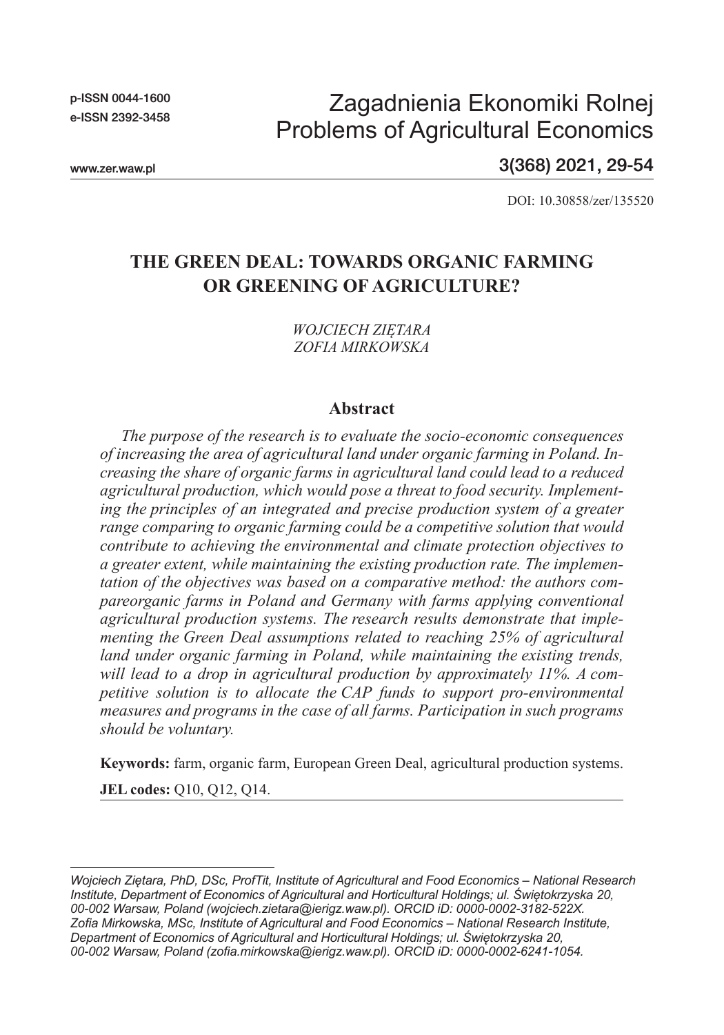p-ISSN 0044-1600
e-ISSN 2392-3458

# Zagadnienia Ekonomiki Rolnej
# Problems of Agricultural Economics

www.zer.waw.pl

3(368) 2021, 29-54

DOI: 10.30858/zer/135520

# THE GREEN DEAL: TOWARDS ORGANIC FARMING OR GREENING OF AGRICULTURE?

*WOJCIECH ZIĘTARA*
*ZOFIA MIRKOWSKA*

## Abstract

*The purpose of the research is to evaluate the socio-economic consequences of increasing the area of agricultural land under organic farming in Poland. Increasing the share of organic farms in agricultural land could lead to a reduced agricultural production, which would pose a threat to food security. Implementing the principles of an integrated and precise production system of a greater range comparing to organic farming could be a competitive solution that would contribute to achieving the environmental and climate protection objectives to a greater extent, while maintaining the existing production rate. The implementation of the objectives was based on a comparative method: the authors compareorganic farms in Poland and Germany with farms applying conventional agricultural production systems. The research results demonstrate that implementing the Green Deal assumptions related to reaching 25% of agricultural land under organic farming in Poland, while maintaining the existing trends, will lead to a drop in agricultural production by approximately 11%. A competitive solution is to allocate the CAP funds to support pro-environmental measures and programs in the case of all farms. Participation in such programs should be voluntary.*

**Keywords:** farm, organic farm, European Green Deal, agricultural production systems.

**JEL codes:** Q10, Q12, Q14.

---

*Wojciech Ziętara, PhD, DSc, ProfTit, Institute of Agricultural and Food Economics – National Research Institute, Department of Economics of Agricultural and Horticultural Holdings; ul. Świętokrzyska 20, 00-002 Warsaw, Poland (wojciech.zietara@ierigz.waw.pl). ORCID iD: 0000-0002-3182-522X.*
*Zofia Mirkowska, MSc, Institute of Agricultural and Food Economics – National Research Institute, Department of Economics of Agricultural and Horticultural Holdings; ul. Świętokrzyska 20, 00-002 Warsaw, Poland (zofia.mirkowska@ierigz.waw.pl). ORCID iD: 0000-0002-6241-1054.*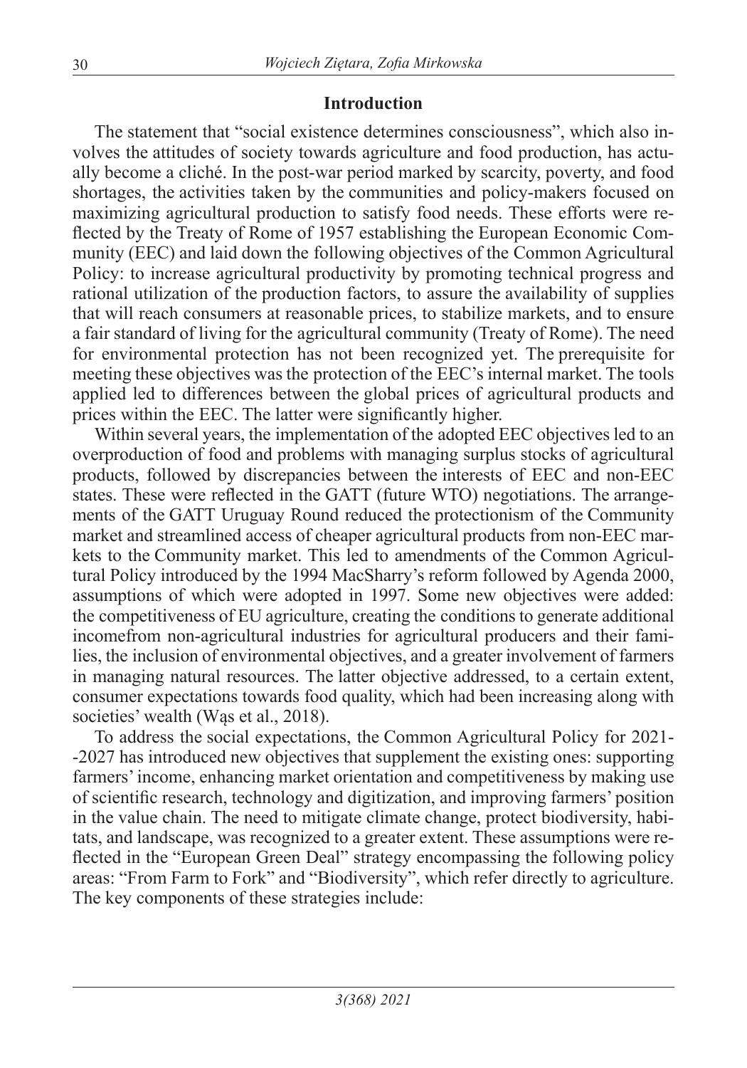## Introduction

The statement that "social existence determines consciousness", which also involves the attitudes of society towards agriculture and food production, has actually become a cliché. In the post-war period marked by scarcity, poverty, and food shortages, the activities taken by the communities and policy-makers focused on maximizing agricultural production to satisfy food needs. These efforts were reflected by the Treaty of Rome of 1957 establishing the European Economic Community (EEC) and laid down the following objectives of the Common Agricultural Policy: to increase agricultural productivity by promoting technical progress and rational utilization of the production factors, to assure the availability of supplies that will reach consumers at reasonable prices, to stabilize markets, and to ensure a fair standard of living for the agricultural community (Treaty of Rome). The need for environmental protection has not been recognized yet. The prerequisite for meeting these objectives was the protection of the EEC's internal market. The tools applied led to differences between the global prices of agricultural products and prices within the EEC. The latter were significantly higher.

Within several years, the implementation of the adopted EEC objectives led to an overproduction of food and problems with managing surplus stocks of agricultural products, followed by discrepancies between the interests of EEC and non-EEC states. These were reflected in the GATT (future WTO) negotiations. The arrangements of the GATT Uruguay Round reduced the protectionism of the Community market and streamlined access of cheaper agricultural products from non-EEC markets to the Community market. This led to amendments of the Common Agricultural Policy introduced by the 1994 MacSharry's reform followed by Agenda 2000, assumptions of which were adopted in 1997. Some new objectives were added: the competitiveness of EU agriculture, creating the conditions to generate additional incomefrom non-agricultural industries for agricultural producers and their families, the inclusion of environmental objectives, and a greater involvement of farmers in managing natural resources. The latter objective addressed, to a certain extent, consumer expectations towards food quality, which had been increasing along with societies' wealth (Wąs et al., 2018).

To address the social expectations, the Common Agricultural Policy for 2021-2027 has introduced new objectives that supplement the existing ones: supporting farmers' income, enhancing market orientation and competitiveness by making use of scientific research, technology and digitization, and improving farmers' position in the value chain. The need to mitigate climate change, protect biodiversity, habitats, and landscape, was recognized to a greater extent. These assumptions were reflected in the "European Green Deal" strategy encompassing the following policy areas: "From Farm to Fork" and "Biodiversity", which refer directly to agriculture. The key components of these strategies include: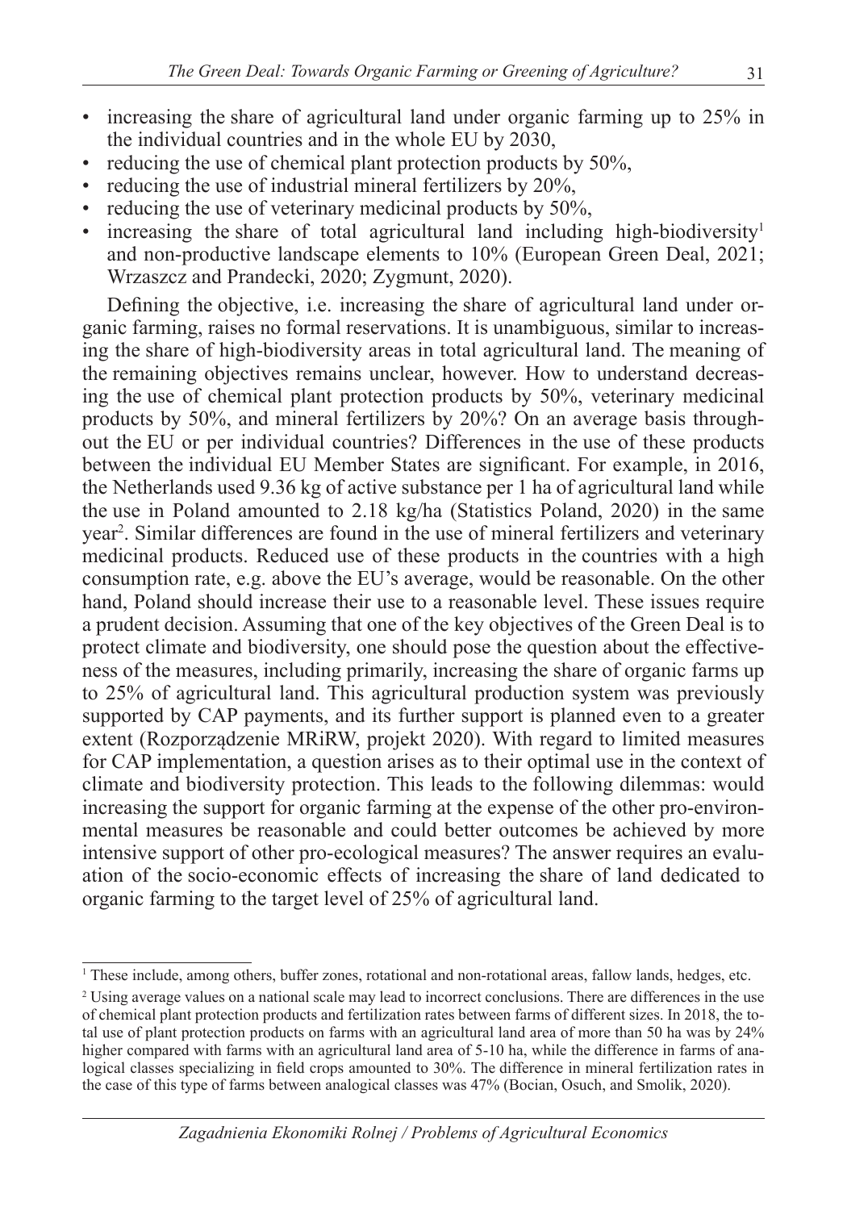- increasing the share of agricultural land under organic farming up to 25% in the individual countries and in the whole EU by 2030,
- reducing the use of chemical plant protection products by 50%,
- reducing the use of industrial mineral fertilizers by 20%,
- reducing the use of veterinary medicinal products by 50%,
- increasing the share of total agricultural land including high-biodiversity[1] and non-productive landscape elements to 10% (European Green Deal, 2021; Wrzaszcz and Prandecki, 2020; Zygmunt, 2020).

Defining the objective, i.e. increasing the share of agricultural land under organic farming, raises no formal reservations. It is unambiguous, similar to increasing the share of high-biodiversity areas in total agricultural land. The meaning of the remaining objectives remains unclear, however. How to understand decreasing the use of chemical plant protection products by 50%, veterinary medicinal products by 50%, and mineral fertilizers by 20%? On an average basis throughout the EU or per individual countries? Differences in the use of these products between the individual EU Member States are significant. For example, in 2016, the Netherlands used 9.36 kg of active substance per 1 ha of agricultural land while the use in Poland amounted to 2.18 kg/ha (Statistics Poland, 2020) in the same year[2]. Similar differences are found in the use of mineral fertilizers and veterinary medicinal products. Reduced use of these products in the countries with a high consumption rate, e.g. above the EU's average, would be reasonable. On the other hand, Poland should increase their use to a reasonable level. These issues require a prudent decision. Assuming that one of the key objectives of the Green Deal is to protect climate and biodiversity, one should pose the question about the effectiveness of the measures, including primarily, increasing the share of organic farms up to 25% of agricultural land. This agricultural production system was previously supported by CAP payments, and its further support is planned even to a greater extent (Rozporządzenie MRiRW, projekt 2020). With regard to limited measures for CAP implementation, a question arises as to their optimal use in the context of climate and biodiversity protection. This leads to the following dilemmas: would increasing the support for organic farming at the expense of the other pro-environmental measures be reasonable and could better outcomes be achieved by more intensive support of other pro-ecological measures? The answer requires an evaluation of the socio-economic effects of increasing the share of land dedicated to organic farming to the target level of 25% of agricultural land.

[1] These include, among others, buffer zones, rotational and non-rotational areas, fallow lands, hedges, etc.

[2] Using average values on a national scale may lead to incorrect conclusions. There are differences in the use of chemical plant protection products and fertilization rates between farms of different sizes. In 2018, the total use of plant protection products on farms with an agricultural land area of more than 50 ha was by 24% higher compared with farms with an agricultural land area of 5-10 ha, while the difference in farms of analogical classes specializing in field crops amounted to 30%. The difference in mineral fertilization rates in the case of this type of farms between analogical classes was 47% (Bocian, Osuch, and Smolik, 2020).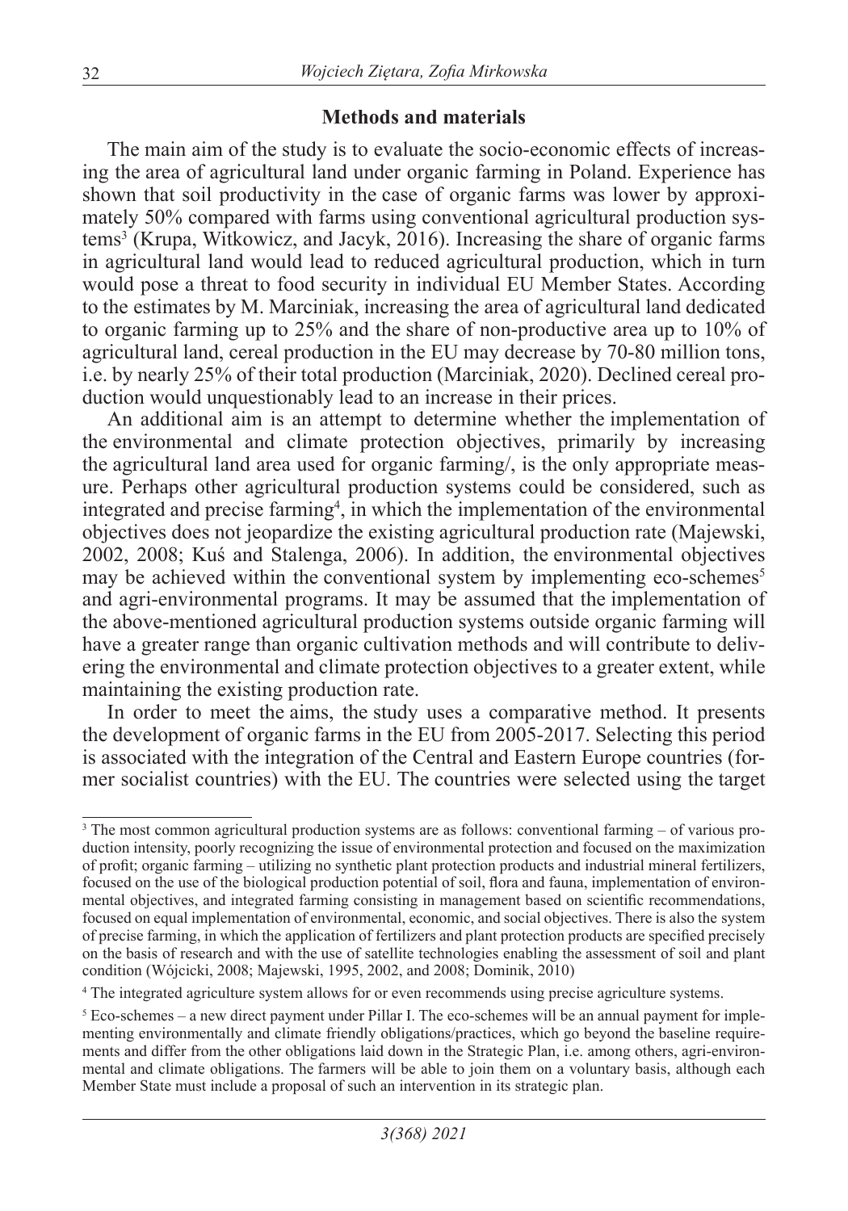## Methods and materials

The main aim of the study is to evaluate the socio-economic effects of increasing the area of agricultural land under organic farming in Poland. Experience has shown that soil productivity in the case of organic farms was lower by approximately 50% compared with farms using conventional agricultural production systems[3] (Krupa, Witkowicz, and Jacyk, 2016). Increasing the share of organic farms in agricultural land would lead to reduced agricultural production, which in turn would pose a threat to food security in individual EU Member States. According to the estimates by M. Marciniak, increasing the area of agricultural land dedicated to organic farming up to 25% and the share of non-productive area up to 10% of agricultural land, cereal production in the EU may decrease by 70-80 million tons, i.e. by nearly 25% of their total production (Marciniak, 2020). Declined cereal production would unquestionably lead to an increase in their prices.

An additional aim is an attempt to determine whether the implementation of the environmental and climate protection objectives, primarily by increasing the agricultural land area used for organic farming/, is the only appropriate measure. Perhaps other agricultural production systems could be considered, such as integrated and precise farming[4], in which the implementation of the environmental objectives does not jeopardize the existing agricultural production rate (Majewski, 2002, 2008; Kuś and Stalenga, 2006). In addition, the environmental objectives may be achieved within the conventional system by implementing eco-schemes[5] and agri-environmental programs. It may be assumed that the implementation of the above-mentioned agricultural production systems outside organic farming will have a greater range than organic cultivation methods and will contribute to delivering the environmental and climate protection objectives to a greater extent, while maintaining the existing production rate.

In order to meet the aims, the study uses a comparative method. It presents the development of organic farms in the EU from 2005-2017. Selecting this period is associated with the integration of the Central and Eastern Europe countries (former socialist countries) with the EU. The countries were selected using the target

---

[3] The most common agricultural production systems are as follows: conventional farming – of various production intensity, poorly recognizing the issue of environmental protection and focused on the maximization of profit; organic farming – utilizing no synthetic plant protection products and industrial mineral fertilizers, focused on the use of the biological production potential of soil, flora and fauna, implementation of environmental objectives, and integrated farming consisting in management based on scientific recommendations, focused on equal implementation of environmental, economic, and social objectives. There is also the system of precise farming, in which the application of fertilizers and plant protection products are specified precisely on the basis of research and with the use of satellite technologies enabling the assessment of soil and plant condition (Wójcicki, 2008; Majewski, 1995, 2002, and 2008; Dominik, 2010)

[4] The integrated agriculture system allows for or even recommends using precise agriculture systems.

[5] Eco-schemes – a new direct payment under Pillar I. The eco-schemes will be an annual payment for implementing environmentally and climate friendly obligations/practices, which go beyond the baseline requirements and differ from the other obligations laid down in the Strategic Plan, i.e. among others, agri-environmental and climate obligations. The farmers will be able to join them on a voluntary basis, although each Member State must include a proposal of such an intervention in its strategic plan.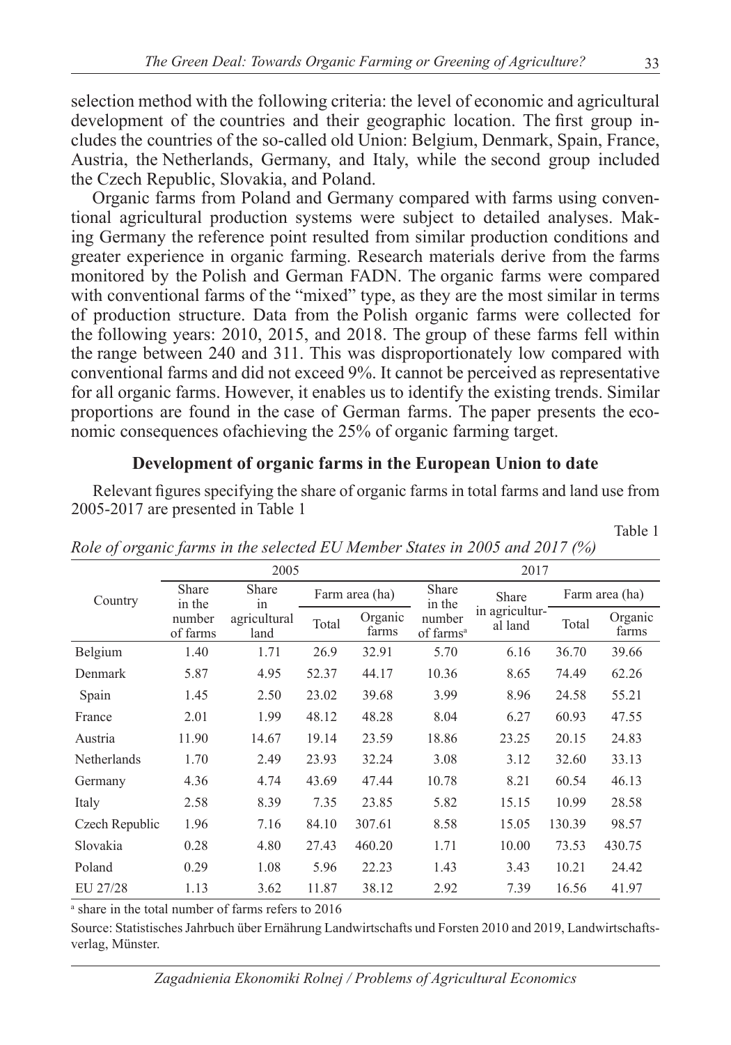selection method with the following criteria: the level of economic and agricultural development of the countries and their geographic location. The first group includes the countries of the so-called old Union: Belgium, Denmark, Spain, France, Austria, the Netherlands, Germany, and Italy, while the second group included the Czech Republic, Slovakia, and Poland.

Organic farms from Poland and Germany compared with farms using conventional agricultural production systems were subject to detailed analyses. Making Germany the reference point resulted from similar production conditions and greater experience in organic farming. Research materials derive from the farms monitored by the Polish and German FADN. The organic farms were compared with conventional farms of the "mixed" type, as they are the most similar in terms of production structure. Data from the Polish organic farms were collected for the following years: 2010, 2015, and 2018. The group of these farms fell within the range between 240 and 311. This was disproportionately low compared with conventional farms and did not exceed 9%. It cannot be perceived as representative for all organic farms. However, it enables us to identify the existing trends. Similar proportions are found in the case of German farms. The paper presents the economic consequences ofachieving the 25% of organic farming target.

## Development of organic farms in the European Union to date

Relevant figures specifying the share of organic farms in total farms and land use from 2005-2017 are presented in Table 1

Table 1

*Role of organic farms in the selected EU Member States in 2005 and 2017 (%)*

| Country | 2005 | | | | 2017 | | | |
|---|---|---|---|---|---|---|---|---|
| | Share in the number of farms | Share in agricultural land | Farm area (ha) | | Share in the number of farms[a] | Share in agricultural land | Farm area (ha) | |
| | | | Total | Organic farms | | | Total | Organic farms |
| Belgium | 1.40 | 1.71 | 26.9 | 32.91 | 5.70 | 6.16 | 36.70 | 39.66 |
| Denmark | 5.87 | 4.95 | 52.37 | 44.17 | 10.36 | 8.65 | 74.49 | 62.26 |
| Spain | 1.45 | 2.50 | 23.02 | 39.68 | 3.99 | 8.96 | 24.58 | 55.21 |
| France | 2.01 | 1.99 | 48.12 | 48.28 | 8.04 | 6.27 | 60.93 | 47.55 |
| Austria | 11.90 | 14.67 | 19.14 | 23.59 | 18.86 | 23.25 | 20.15 | 24.83 |
| Netherlands | 1.70 | 2.49 | 23.93 | 32.24 | 3.08 | 3.12 | 32.60 | 33.13 |
| Germany | 4.36 | 4.74 | 43.69 | 47.44 | 10.78 | 8.21 | 60.54 | 46.13 |
| Italy | 2.58 | 8.39 | 7.35 | 23.85 | 5.82 | 15.15 | 10.99 | 28.58 |
| Czech Republic | 1.96 | 7.16 | 84.10 | 307.61 | 8.58 | 15.05 | 130.39 | 98.57 |
| Slovakia | 0.28 | 4.80 | 27.43 | 460.20 | 1.71 | 10.00 | 73.53 | 430.75 |
| Poland | 0.29 | 1.08 | 5.96 | 22.23 | 1.43 | 3.43 | 10.21 | 24.42 |
| EU 27/28 | 1.13 | 3.62 | 11.87 | 38.12 | 2.92 | 7.39 | 16.56 | 41.97 |

[a] share in the total number of farms refers to 2016

Source: Statistisches Jahrbuch über Ernährung Landwirtschafts und Forsten 2010 and 2019, Landwirtschaftsverlag, Münster.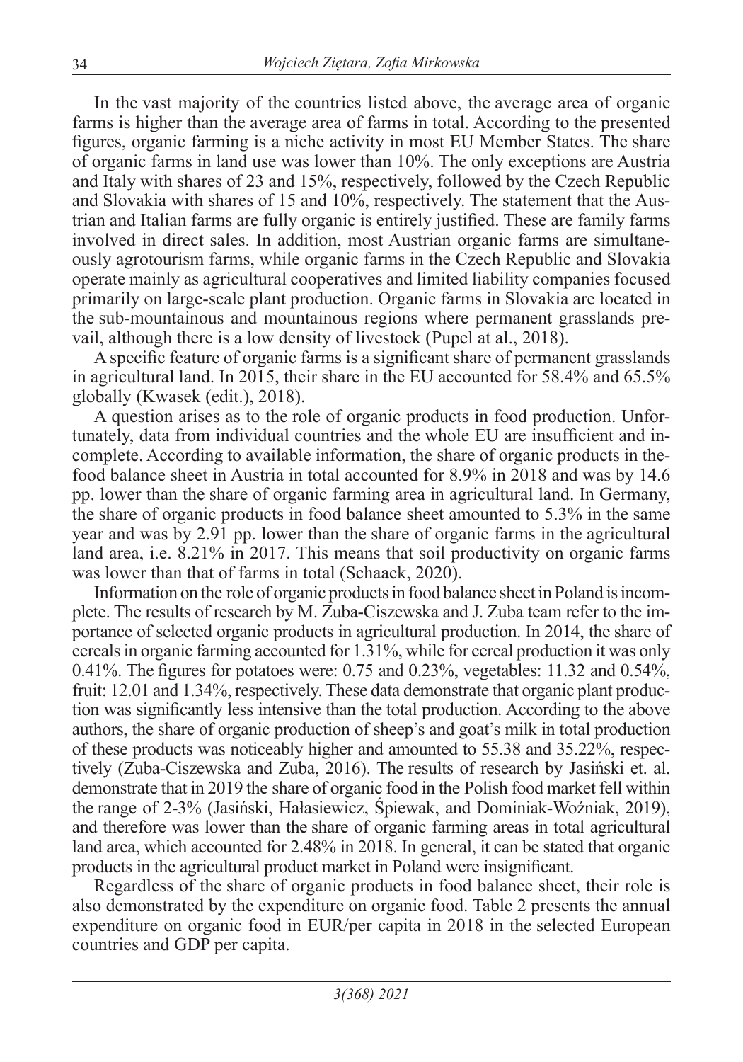In the vast majority of the countries listed above, the average area of organic farms is higher than the average area of farms in total. According to the presented figures, organic farming is a niche activity in most EU Member States. The share of organic farms in land use was lower than 10%. The only exceptions are Austria and Italy with shares of 23 and 15%, respectively, followed by the Czech Republic and Slovakia with shares of 15 and 10%, respectively. The statement that the Austrian and Italian farms are fully organic is entirely justified. These are family farms involved in direct sales. In addition, most Austrian organic farms are simultaneously agrotourism farms, while organic farms in the Czech Republic and Slovakia operate mainly as agricultural cooperatives and limited liability companies focused primarily on large-scale plant production. Organic farms in Slovakia are located in the sub-mountainous and mountainous regions where permanent grasslands prevail, although there is a low density of livestock (Pupel at al., 2018).

A specific feature of organic farms is a significant share of permanent grasslands in agricultural land. In 2015, their share in the EU accounted for 58.4% and 65.5% globally (Kwasek (edit.), 2018).

A question arises as to the role of organic products in food production. Unfortunately, data from individual countries and the whole EU are insufficient and incomplete. According to available information, the share of organic products in thefood balance sheet in Austria in total accounted for 8.9% in 2018 and was by 14.6 pp. lower than the share of organic farming area in agricultural land. In Germany, the share of organic products in food balance sheet amounted to 5.3% in the same year and was by 2.91 pp. lower than the share of organic farms in the agricultural land area, i.e. 8.21% in 2017. This means that soil productivity on organic farms was lower than that of farms in total (Schaack, 2020).

Information on the role of organic products in food balance sheet in Poland is incomplete. The results of research by M. Zuba-Ciszewska and J. Zuba team refer to the importance of selected organic products in agricultural production. In 2014, the share of cereals in organic farming accounted for 1.31%, while for cereal production it was only 0.41%. The figures for potatoes were: 0.75 and 0.23%, vegetables: 11.32 and 0.54%, fruit: 12.01 and 1.34%, respectively. These data demonstrate that organic plant production was significantly less intensive than the total production. According to the above authors, the share of organic production of sheep's and goat's milk in total production of these products was noticeably higher and amounted to 55.38 and 35.22%, respectively (Zuba-Ciszewska and Zuba, 2016). The results of research by Jasiński et. al. demonstrate that in 2019 the share of organic food in the Polish food market fell within the range of 2-3% (Jasiński, Hałasiewicz, Śpiewak, and Dominiak-Woźniak, 2019), and therefore was lower than the share of organic farming areas in total agricultural land area, which accounted for 2.48% in 2018. In general, it can be stated that organic products in the agricultural product market in Poland were insignificant.

Regardless of the share of organic products in food balance sheet, their role is also demonstrated by the expenditure on organic food. Table 2 presents the annual expenditure on organic food in EUR/per capita in 2018 in the selected European countries and GDP per capita.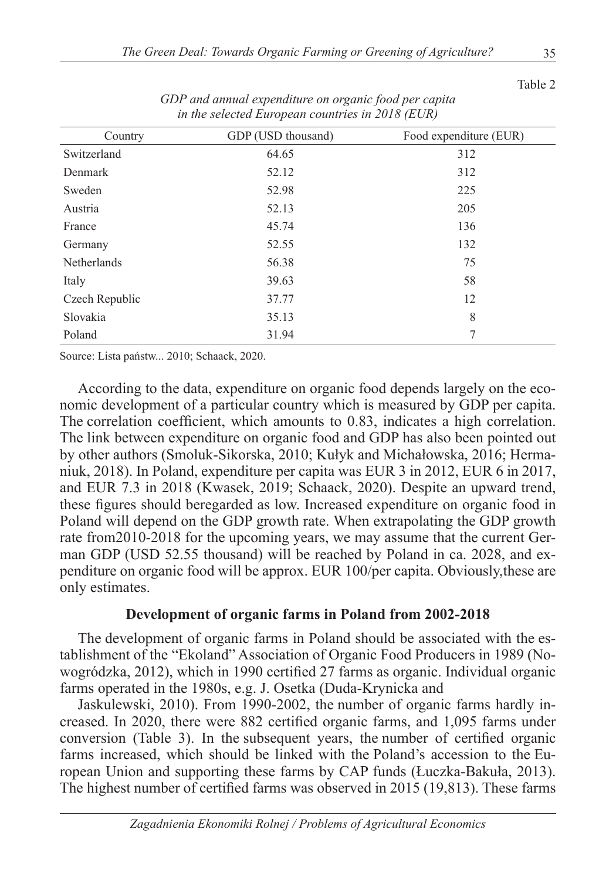Table 2

*GDP and annual expenditure on organic food per capita in the selected European countries in 2018 (EUR)*

| Country | GDP (USD thousand) | Food expenditure (EUR) |
|---|---|---|
| Switzerland | 64.65 | 312 |
| Denmark | 52.12 | 312 |
| Sweden | 52.98 | 225 |
| Austria | 52.13 | 205 |
| France | 45.74 | 136 |
| Germany | 52.55 | 132 |
| Netherlands | 56.38 | 75 |
| Italy | 39.63 | 58 |
| Czech Republic | 37.77 | 12 |
| Slovakia | 35.13 | 8 |
| Poland | 31.94 | 7 |

Source: Lista państw... 2010; Schaack, 2020.

According to the data, expenditure on organic food depends largely on the economic development of a particular country which is measured by GDP per capita. The correlation coefficient, which amounts to 0.83, indicates a high correlation. The link between expenditure on organic food and GDP has also been pointed out by other authors (Smoluk-Sikorska, 2010; Kułyk and Michałowska, 2016; Hermaniuk, 2018). In Poland, expenditure per capita was EUR 3 in 2012, EUR 6 in 2017, and EUR 7.3 in 2018 (Kwasek, 2019; Schaack, 2020). Despite an upward trend, these figures should beregarded as low. Increased expenditure on organic food in Poland will depend on the GDP growth rate. When extrapolating the GDP growth rate from2010-2018 for the upcoming years, we may assume that the current German GDP (USD 52.55 thousand) will be reached by Poland in ca. 2028, and expenditure on organic food will be approx. EUR 100/per capita. Obviously,these are only estimates.

### Development of organic farms in Poland from 2002-2018

The development of organic farms in Poland should be associated with the establishment of the "Ekoland" Association of Organic Food Producers in 1989 (Nowogródzka, 2012), which in 1990 certified 27 farms as organic. Individual organic farms operated in the 1980s, e.g. J. Osetka (Duda-Krynicka and

Jaskulewski, 2010). From 1990-2002, the number of organic farms hardly increased. In 2020, there were 882 certified organic farms, and 1,095 farms under conversion (Table 3). In the subsequent years, the number of certified organic farms increased, which should be linked with the Poland's accession to the European Union and supporting these farms by CAP funds (Łuczka-Bakuła, 2013). The highest number of certified farms was observed in 2015 (19,813). These farms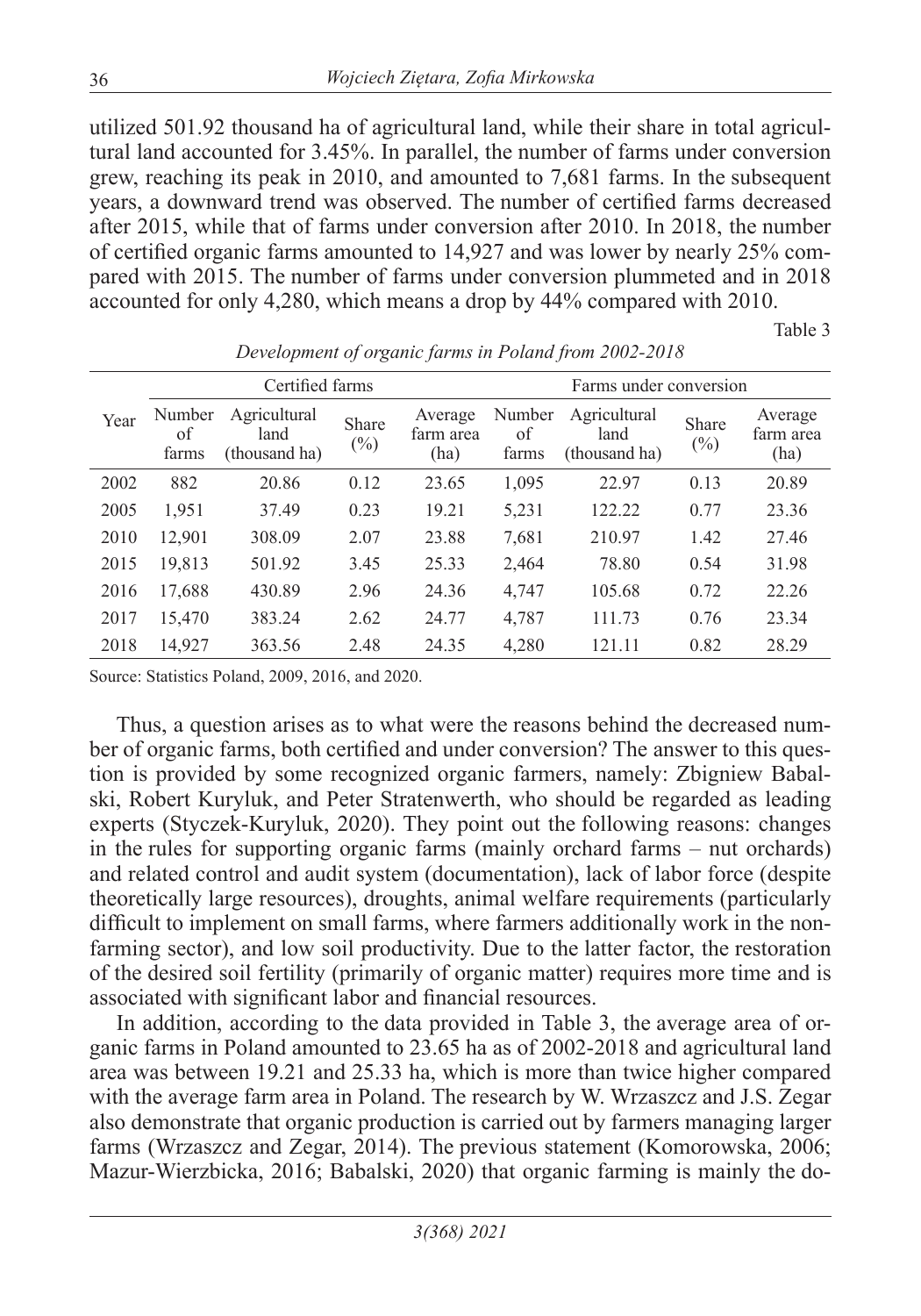utilized 501.92 thousand ha of agricultural land, while their share in total agricultural land accounted for 3.45%. In parallel, the number of farms under conversion grew, reaching its peak in 2010, and amounted to 7,681 farms. In the subsequent years, a downward trend was observed. The number of certified farms decreased after 2015, while that of farms under conversion after 2010. In 2018, the number of certified organic farms amounted to 14,927 and was lower by nearly 25% compared with 2015. The number of farms under conversion plummeted and in 2018 accounted for only 4,280, which means a drop by 44% compared with 2010.

Table 3

*Development of organic farms in Poland from 2002-2018*

| Year | Certified farms | | | | Farms under conversion | | | |
|---|---|---|---|---|---|---|---|---|
| | Number of farms | Agricultural land (thousand ha) | Share (%) | Average farm area (ha) | Number of farms | Agricultural land (thousand ha) | Share (%) | Average farm area (ha) |
| 2002 | 882 | 20.86 | 0.12 | 23.65 | 1,095 | 22.97 | 0.13 | 20.89 |
| 2005 | 1,951 | 37.49 | 0.23 | 19.21 | 5,231 | 122.22 | 0.77 | 23.36 |
| 2010 | 12,901 | 308.09 | 2.07 | 23.88 | 7,681 | 210.97 | 1.42 | 27.46 |
| 2015 | 19,813 | 501.92 | 3.45 | 25.33 | 2,464 | 78.80 | 0.54 | 31.98 |
| 2016 | 17,688 | 430.89 | 2.96 | 24.36 | 4,747 | 105.68 | 0.72 | 22.26 |
| 2017 | 15,470 | 383.24 | 2.62 | 24.77 | 4,787 | 111.73 | 0.76 | 23.34 |
| 2018 | 14,927 | 363.56 | 2.48 | 24.35 | 4,280 | 121.11 | 0.82 | 28.29 |

Source: Statistics Poland, 2009, 2016, and 2020.

Thus, a question arises as to what were the reasons behind the decreased number of organic farms, both certified and under conversion? The answer to this question is provided by some recognized organic farmers, namely: Zbigniew Babalski, Robert Kuryluk, and Peter Stratenwerth, who should be regarded as leading experts (Styczek-Kuryluk, 2020). They point out the following reasons: changes in the rules for supporting organic farms (mainly orchard farms – nut orchards) and related control and audit system (documentation), lack of labor force (despite theoretically large resources), droughts, animal welfare requirements (particularly difficult to implement on small farms, where farmers additionally work in the non-farming sector), and low soil productivity. Due to the latter factor, the restoration of the desired soil fertility (primarily of organic matter) requires more time and is associated with significant labor and financial resources.

In addition, according to the data provided in Table 3, the average area of organic farms in Poland amounted to 23.65 ha as of 2002-2018 and agricultural land area was between 19.21 and 25.33 ha, which is more than twice higher compared with the average farm area in Poland. The research by W. Wrzaszcz and J.S. Zegar also demonstrate that organic production is carried out by farmers managing larger farms (Wrzaszcz and Zegar, 2014). The previous statement (Komorowska, 2006; Mazur-Wierzbicka, 2016; Babalski, 2020) that organic farming is mainly the do-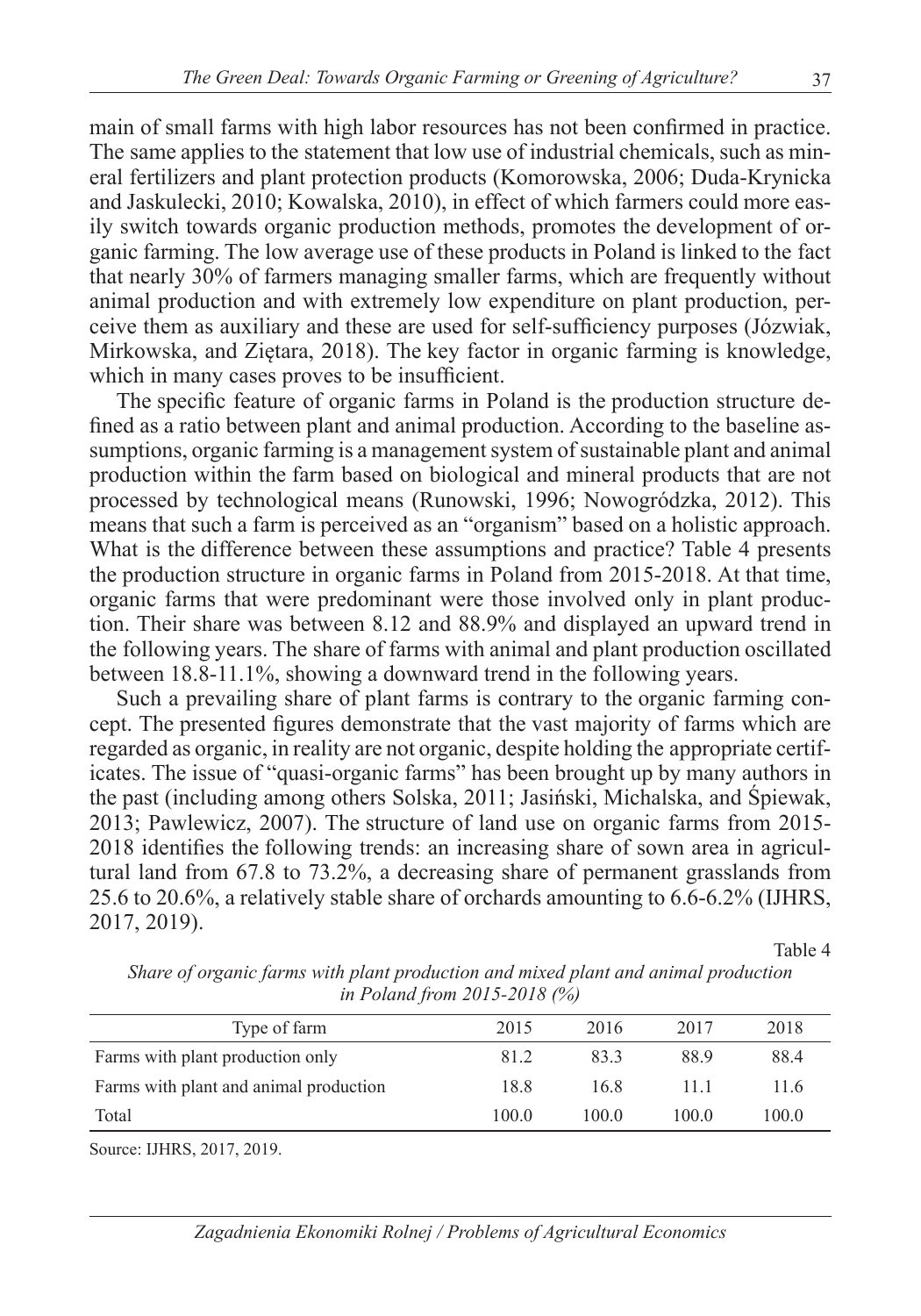main of small farms with high labor resources has not been confirmed in practice. The same applies to the statement that low use of industrial chemicals, such as mineral fertilizers and plant protection products (Komorowska, 2006; Duda-Krynicka and Jaskulecki, 2010; Kowalska, 2010), in effect of which farmers could more easily switch towards organic production methods, promotes the development of organic farming. The low average use of these products in Poland is linked to the fact that nearly 30% of farmers managing smaller farms, which are frequently without animal production and with extremely low expenditure on plant production, perceive them as auxiliary and these are used for self-sufficiency purposes (Józwiak, Mirkowska, and Ziętara, 2018). The key factor in organic farming is knowledge, which in many cases proves to be insufficient.

The specific feature of organic farms in Poland is the production structure defined as a ratio between plant and animal production. According to the baseline assumptions, organic farming is a management system of sustainable plant and animal production within the farm based on biological and mineral products that are not processed by technological means (Runowski, 1996; Nowogródzka, 2012). This means that such a farm is perceived as an "organism" based on a holistic approach. What is the difference between these assumptions and practice? Table 4 presents the production structure in organic farms in Poland from 2015-2018. At that time, organic farms that were predominant were those involved only in plant production. Their share was between 8.12 and 88.9% and displayed an upward trend in the following years. The share of farms with animal and plant production oscillated between 18.8-11.1%, showing a downward trend in the following years.

Such a prevailing share of plant farms is contrary to the organic farming concept. The presented figures demonstrate that the vast majority of farms which are regarded as organic, in reality are not organic, despite holding the appropriate certificates. The issue of "quasi-organic farms" has been brought up by many authors in the past (including among others Solska, 2011; Jasiński, Michalska, and Śpiewak, 2013; Pawlewicz, 2007). The structure of land use on organic farms from 2015-2018 identifies the following trends: an increasing share of sown area in agricultural land from 67.8 to 73.2%, a decreasing share of permanent grasslands from 25.6 to 20.6%, a relatively stable share of orchards amounting to 6.6-6.2% (IJHRS, 2017, 2019).

Table 4

*Share of organic farms with plant production and mixed plant and animal production in Poland from 2015-2018 (%)*

| Type of farm | 2015 | 2016 | 2017 | 2018 |
|---|---|---|---|---|
| Farms with plant production only | 81.2 | 83.3 | 88.9 | 88.4 |
| Farms with plant and animal production | 18.8 | 16.8 | 11.1 | 11.6 |
| Total | 100.0 | 100.0 | 100.0 | 100.0 |

Source: IJHRS, 2017, 2019.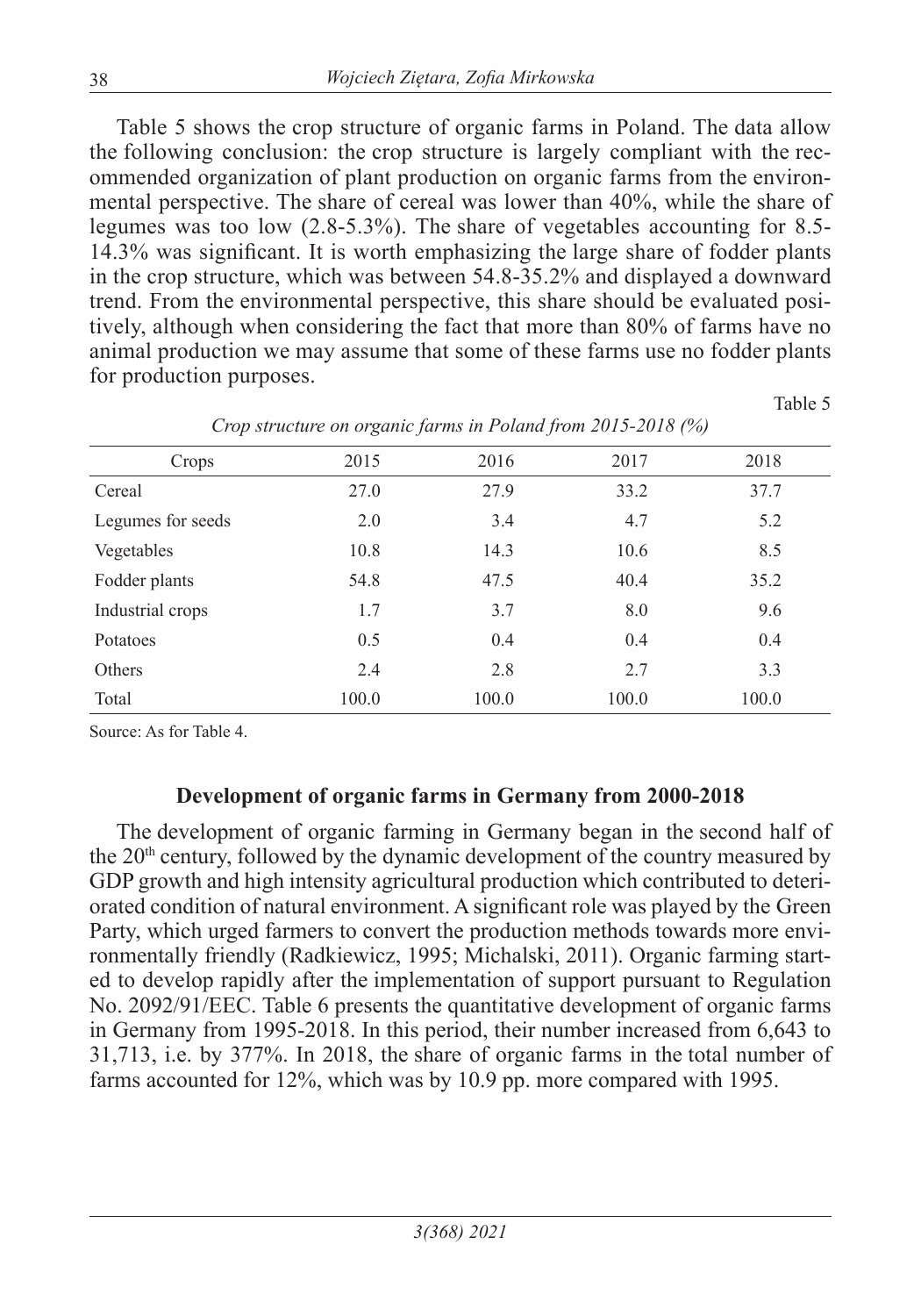Table 5 shows the crop structure of organic farms in Poland. The data allow the following conclusion: the crop structure is largely compliant with the recommended organization of plant production on organic farms from the environmental perspective. The share of cereal was lower than 40%, while the share of legumes was too low (2.8-5.3%). The share of vegetables accounting for 8.5-14.3% was significant. It is worth emphasizing the large share of fodder plants in the crop structure, which was between 54.8-35.2% and displayed a downward trend. From the environmental perspective, this share should be evaluated positively, although when considering the fact that more than 80% of farms have no animal production we may assume that some of these farms use no fodder plants for production purposes.

Table 5

*Crop structure on organic farms in Poland from 2015-2018 (%)*

| Crops | 2015 | 2016 | 2017 | 2018 |
|---|---|---|---|---|
| Cereal | 27.0 | 27.9 | 33.2 | 37.7 |
| Legumes for seeds | 2.0 | 3.4 | 4.7 | 5.2 |
| Vegetables | 10.8 | 14.3 | 10.6 | 8.5 |
| Fodder plants | 54.8 | 47.5 | 40.4 | 35.2 |
| Industrial crops | 1.7 | 3.7 | 8.0 | 9.6 |
| Potatoes | 0.5 | 0.4 | 0.4 | 0.4 |
| Others | 2.4 | 2.8 | 2.7 | 3.3 |
| Total | 100.0 | 100.0 | 100.0 | 100.0 |

Source: As for Table 4.

## Development of organic farms in Germany from 2000-2018

The development of organic farming in Germany began in the second half of the 20th century, followed by the dynamic development of the country measured by GDP growth and high intensity agricultural production which contributed to deteriorated condition of natural environment. A significant role was played by the Green Party, which urged farmers to convert the production methods towards more environmentally friendly (Radkiewicz, 1995; Michalski, 2011). Organic farming started to develop rapidly after the implementation of support pursuant to Regulation No. 2092/91/EEC. Table 6 presents the quantitative development of organic farms in Germany from 1995-2018. In this period, their number increased from 6,643 to 31,713, i.e. by 377%. In 2018, the share of organic farms in the total number of farms accounted for 12%, which was by 10.9 pp. more compared with 1995.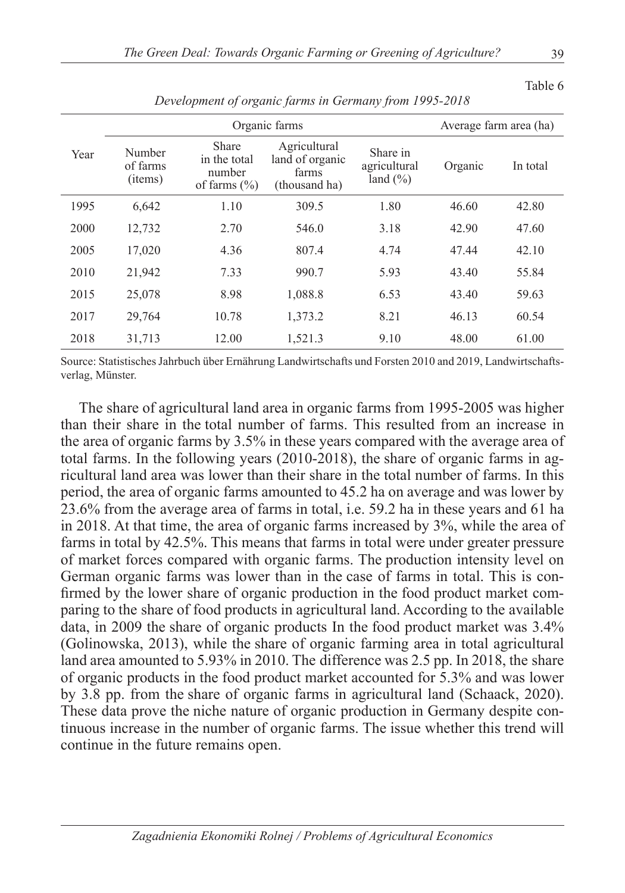Table 6

*Development of organic farms in Germany from 1995-2018*

| Year | Organic farms | | | | Average farm area (ha) | |
|---|---|---|---|---|---|---|
| | Number of farms (items) | Share in the total number of farms (%) | Agricultural land of organic farms (thousand ha) | Share in agricultural land (%) | Organic | In total |
| 1995 | 6,642 | 1.10 | 309.5 | 1.80 | 46.60 | 42.80 |
| 2000 | 12,732 | 2.70 | 546.0 | 3.18 | 42.90 | 47.60 |
| 2005 | 17,020 | 4.36 | 807.4 | 4.74 | 47.44 | 42.10 |
| 2010 | 21,942 | 7.33 | 990.7 | 5.93 | 43.40 | 55.84 |
| 2015 | 25,078 | 8.98 | 1,088.8 | 6.53 | 43.40 | 59.63 |
| 2017 | 29,764 | 10.78 | 1,373.2 | 8.21 | 46.13 | 60.54 |
| 2018 | 31,713 | 12.00 | 1,521.3 | 9.10 | 48.00 | 61.00 |

Source: Statistisches Jahrbuch über Ernährung Landwirtschafts und Forsten 2010 and 2019, Landwirtschaftsverlag, Münster.

The share of agricultural land area in organic farms from 1995-2005 was higher than their share in the total number of farms. This resulted from an increase in the area of organic farms by 3.5% in these years compared with the average area of total farms. In the following years (2010-2018), the share of organic farms in agricultural land area was lower than their share in the total number of farms. In this period, the area of organic farms amounted to 45.2 ha on average and was lower by 23.6% from the average area of farms in total, i.e. 59.2 ha in these years and 61 ha in 2018. At that time, the area of organic farms increased by 3%, while the area of farms in total by 42.5%. This means that farms in total were under greater pressure of market forces compared with organic farms. The production intensity level on German organic farms was lower than in the case of farms in total. This is confirmed by the lower share of organic production in the food product market comparing to the share of food products in agricultural land. According to the available data, in 2009 the share of organic products In the food product market was 3.4% (Golinowska, 2013), while the share of organic farming area in total agricultural land area amounted to 5.93% in 2010. The difference was 2.5 pp. In 2018, the share of organic products in the food product market accounted for 5.3% and was lower by 3.8 pp. from the share of organic farms in agricultural land (Schaack, 2020). These data prove the niche nature of organic production in Germany despite continuous increase in the number of organic farms. The issue whether this trend will continue in the future remains open.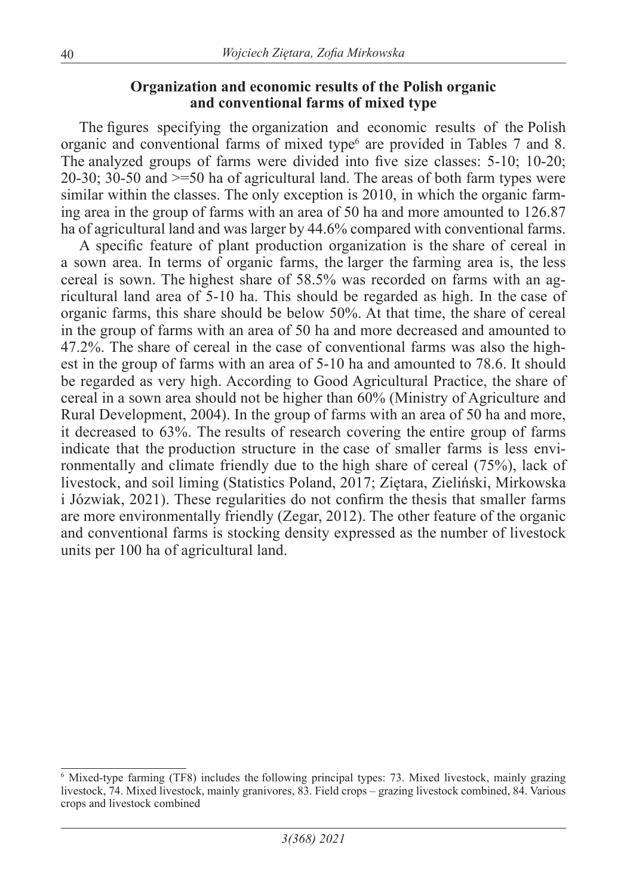## Organization and economic results of the Polish organic and conventional farms of mixed type

The figures specifying the organization and economic results of the Polish organic and conventional farms of mixed type[6] are provided in Tables 7 and 8. The analyzed groups of farms were divided into five size classes: 5-10; 10-20; 20-30; 30-50 and >=50 ha of agricultural land. The areas of both farm types were similar within the classes. The only exception is 2010, in which the organic farming area in the group of farms with an area of 50 ha and more amounted to 126.87 ha of agricultural land and was larger by 44.6% compared with conventional farms.

A specific feature of plant production organization is the share of cereal in a sown area. In terms of organic farms, the larger the farming area is, the less cereal is sown. The highest share of 58.5% was recorded on farms with an agricultural land area of 5-10 ha. This should be regarded as high. In the case of organic farms, this share should be below 50%. At that time, the share of cereal in the group of farms with an area of 50 ha and more decreased and amounted to 47.2%. The share of cereal in the case of conventional farms was also the highest in the group of farms with an area of 5-10 ha and amounted to 78.6. It should be regarded as very high. According to Good Agricultural Practice, the share of cereal in a sown area should not be higher than 60% (Ministry of Agriculture and Rural Development, 2004). In the group of farms with an area of 50 ha and more, it decreased to 63%. The results of research covering the entire group of farms indicate that the production structure in the case of smaller farms is less environmentally and climate friendly due to the high share of cereal (75%), lack of livestock, and soil liming (Statistics Poland, 2017; Ziętara, Zieliński, Mirkowska i Józwiak, 2021). These regularities do not confirm the thesis that smaller farms are more environmentally friendly (Zegar, 2012). The other feature of the organic and conventional farms is stocking density expressed as the number of livestock units per 100 ha of agricultural land.

---

[6] Mixed-type farming (TF8) includes the following principal types: 73. Mixed livestock, mainly grazing livestock, 74. Mixed livestock, mainly granivores, 83. Field crops – grazing livestock combined, 84. Various crops and livestock combined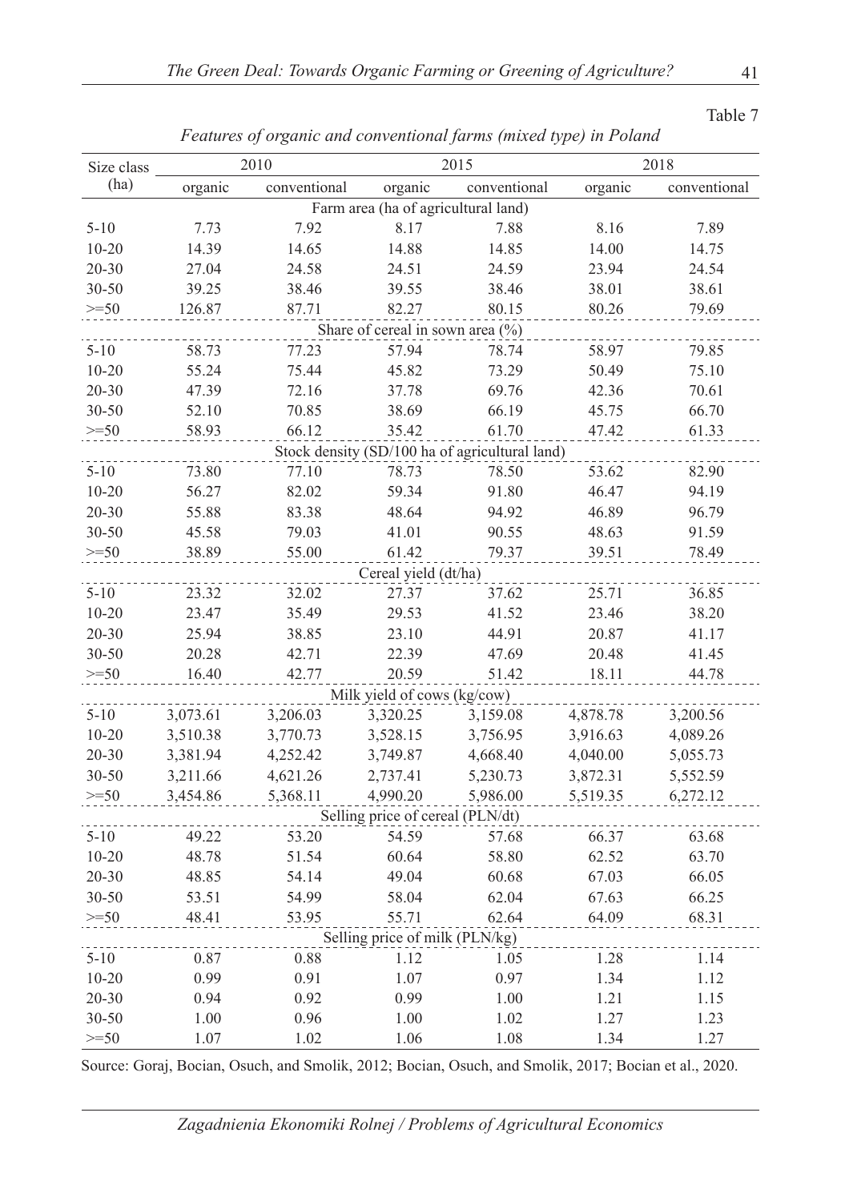Table 7

*Features of organic and conventional farms (mixed type) in Poland*

| Size class (ha) | 2010 | | 2015 | | 2018 | |
|---|---|---|---|---|---|---|
| | organic | conventional | organic | conventional | organic | conventional |
| **Farm area (ha of agricultural land)** | | | | | | |
| 5-10 | 7.73 | 7.92 | 8.17 | 7.88 | 8.16 | 7.89 |
| 10-20 | 14.39 | 14.65 | 14.88 | 14.85 | 14.00 | 14.75 |
| 20-30 | 27.04 | 24.58 | 24.51 | 24.59 | 23.94 | 24.54 |
| 30-50 | 39.25 | 38.46 | 39.55 | 38.46 | 38.01 | 38.61 |
| >=50 | 126.87 | 87.71 | 82.27 | 80.15 | 80.26 | 79.69 |
| **Share of cereal in sown area (%)** | | | | | | |
| 5-10 | 58.73 | 77.23 | 57.94 | 78.74 | 58.97 | 79.85 |
| 10-20 | 55.24 | 75.44 | 45.82 | 73.29 | 50.49 | 75.10 |
| 20-30 | 47.39 | 72.16 | 37.78 | 69.76 | 42.36 | 70.61 |
| 30-50 | 52.10 | 70.85 | 38.69 | 66.19 | 45.75 | 66.70 |
| >=50 | 58.93 | 66.12 | 35.42 | 61.70 | 47.42 | 61.33 |
| **Stock density (SD/100 ha of agricultural land)** | | | | | | |
| 5-10 | 73.80 | 77.10 | 78.73 | 78.50 | 53.62 | 82.90 |
| 10-20 | 56.27 | 82.02 | 59.34 | 91.80 | 46.47 | 94.19 |
| 20-30 | 55.88 | 83.38 | 48.64 | 94.92 | 46.89 | 96.79 |
| 30-50 | 45.58 | 79.03 | 41.01 | 90.55 | 48.63 | 91.59 |
| >=50 | 38.89 | 55.00 | 61.42 | 79.37 | 39.51 | 78.49 |
| **Cereal yield (dt/ha)** | | | | | | |
| 5-10 | 23.32 | 32.02 | 27.37 | 37.62 | 25.71 | 36.85 |
| 10-20 | 23.47 | 35.49 | 29.53 | 41.52 | 23.46 | 38.20 |
| 20-30 | 25.94 | 38.85 | 23.10 | 44.91 | 20.87 | 41.17 |
| 30-50 | 20.28 | 42.71 | 22.39 | 47.69 | 20.48 | 41.45 |
| >=50 | 16.40 | 42.77 | 20.59 | 51.42 | 18.11 | 44.78 |
| **Milk yield of cows (kg/cow)** | | | | | | |
| 5-10 | 3,073.61 | 3,206.03 | 3,320.25 | 3,159.08 | 4,878.78 | 3,200.56 |
| 10-20 | 3,510.38 | 3,770.73 | 3,528.15 | 3,756.95 | 3,916.63 | 4,089.26 |
| 20-30 | 3,381.94 | 4,252.42 | 3,749.87 | 4,668.40 | 4,040.00 | 5,055.73 |
| 30-50 | 3,211.66 | 4,621.26 | 2,737.41 | 5,230.73 | 3,872.31 | 5,552.59 |
| >=50 | 3,454.86 | 5,368.11 | 4,990.20 | 5,986.00 | 5,519.35 | 6,272.12 |
| **Selling price of cereal (PLN/dt)** | | | | | | |
| 5-10 | 49.22 | 53.20 | 54.59 | 57.68 | 66.37 | 63.68 |
| 10-20 | 48.78 | 51.54 | 60.64 | 58.80 | 62.52 | 63.70 |
| 20-30 | 48.85 | 54.14 | 49.04 | 60.68 | 67.03 | 66.05 |
| 30-50 | 53.51 | 54.99 | 58.04 | 62.04 | 67.63 | 66.25 |
| >=50 | 48.41 | 53.95 | 55.71 | 62.64 | 64.09 | 68.31 |
| **Selling price of milk (PLN/kg)** | | | | | | |
| 5-10 | 0.87 | 0.88 | 1.12 | 1.05 | 1.28 | 1.14 |
| 10-20 | 0.99 | 0.91 | 1.07 | 0.97 | 1.34 | 1.12 |
| 20-30 | 0.94 | 0.92 | 0.99 | 1.00 | 1.21 | 1.15 |
| 30-50 | 1.00 | 0.96 | 1.00 | 1.02 | 1.27 | 1.23 |
| >=50 | 1.07 | 1.02 | 1.06 | 1.08 | 1.34 | 1.27 |

Source: Goraj, Bocian, Osuch, and Smolik, 2012; Bocian, Osuch, and Smolik, 2017; Bocian et al., 2020.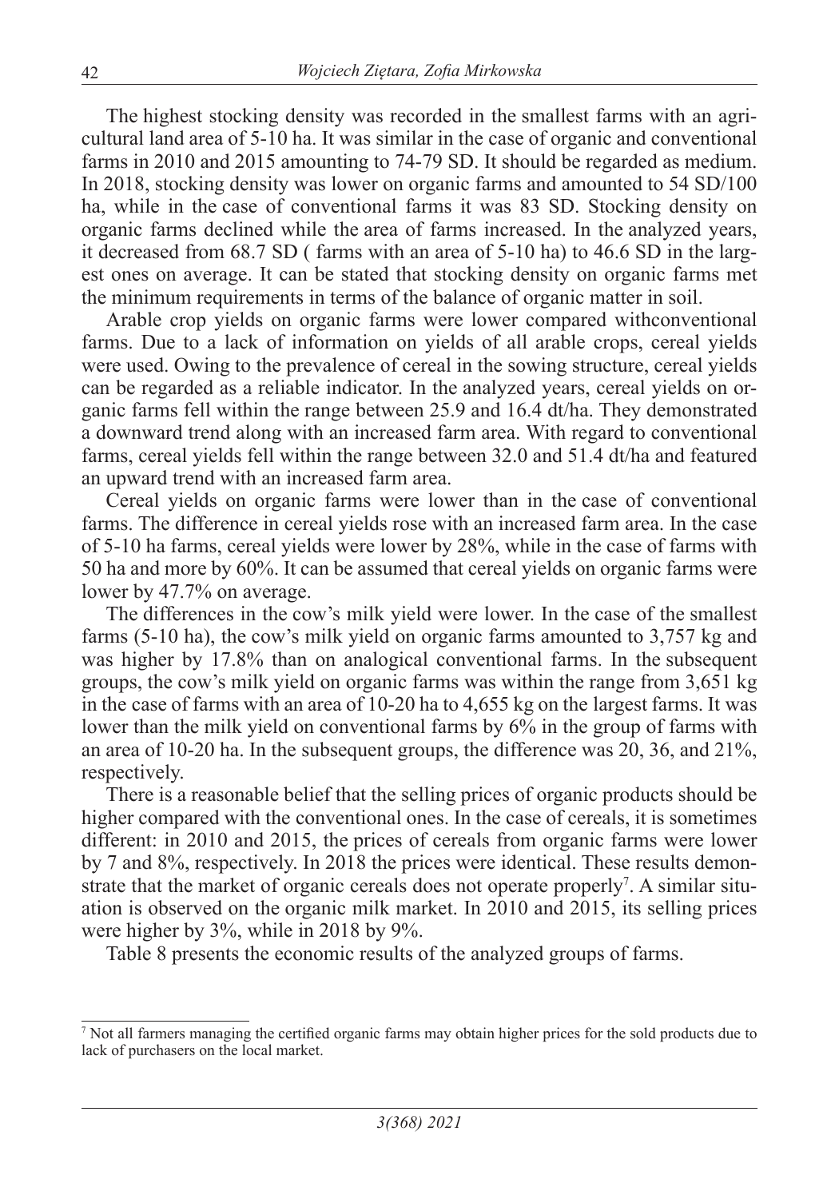The highest stocking density was recorded in the smallest farms with an agricultural land area of 5-10 ha. It was similar in the case of organic and conventional farms in 2010 and 2015 amounting to 74-79 SD. It should be regarded as medium. In 2018, stocking density was lower on organic farms and amounted to 54 SD/100 ha, while in the case of conventional farms it was 83 SD. Stocking density on organic farms declined while the area of farms increased. In the analyzed years, it decreased from 68.7 SD ( farms with an area of 5-10 ha) to 46.6 SD in the largest ones on average. It can be stated that stocking density on organic farms met the minimum requirements in terms of the balance of organic matter in soil.

Arable crop yields on organic farms were lower compared withconventional farms. Due to a lack of information on yields of all arable crops, cereal yields were used. Owing to the prevalence of cereal in the sowing structure, cereal yields can be regarded as a reliable indicator. In the analyzed years, cereal yields on organic farms fell within the range between 25.9 and 16.4 dt/ha. They demonstrated a downward trend along with an increased farm area. With regard to conventional farms, cereal yields fell within the range between 32.0 and 51.4 dt/ha and featured an upward trend with an increased farm area.

Cereal yields on organic farms were lower than in the case of conventional farms. The difference in cereal yields rose with an increased farm area. In the case of 5-10 ha farms, cereal yields were lower by 28%, while in the case of farms with 50 ha and more by 60%. It can be assumed that cereal yields on organic farms were lower by 47.7% on average.

The differences in the cow's milk yield were lower. In the case of the smallest farms (5-10 ha), the cow's milk yield on organic farms amounted to 3,757 kg and was higher by 17.8% than on analogical conventional farms. In the subsequent groups, the cow's milk yield on organic farms was within the range from 3,651 kg in the case of farms with an area of 10-20 ha to 4,655 kg on the largest farms. It was lower than the milk yield on conventional farms by 6% in the group of farms with an area of 10-20 ha. In the subsequent groups, the difference was 20, 36, and 21%, respectively.

There is a reasonable belief that the selling prices of organic products should be higher compared with the conventional ones. In the case of cereals, it is sometimes different: in 2010 and 2015, the prices of cereals from organic farms were lower by 7 and 8%, respectively. In 2018 the prices were identical. These results demonstrate that the market of organic cereals does not operate properly[7]. A similar situation is observed on the organic milk market. In 2010 and 2015, its selling prices were higher by 3%, while in 2018 by 9%.

Table 8 presents the economic results of the analyzed groups of farms.

[7] Not all farmers managing the certified organic farms may obtain higher prices for the sold products due to lack of purchasers on the local market.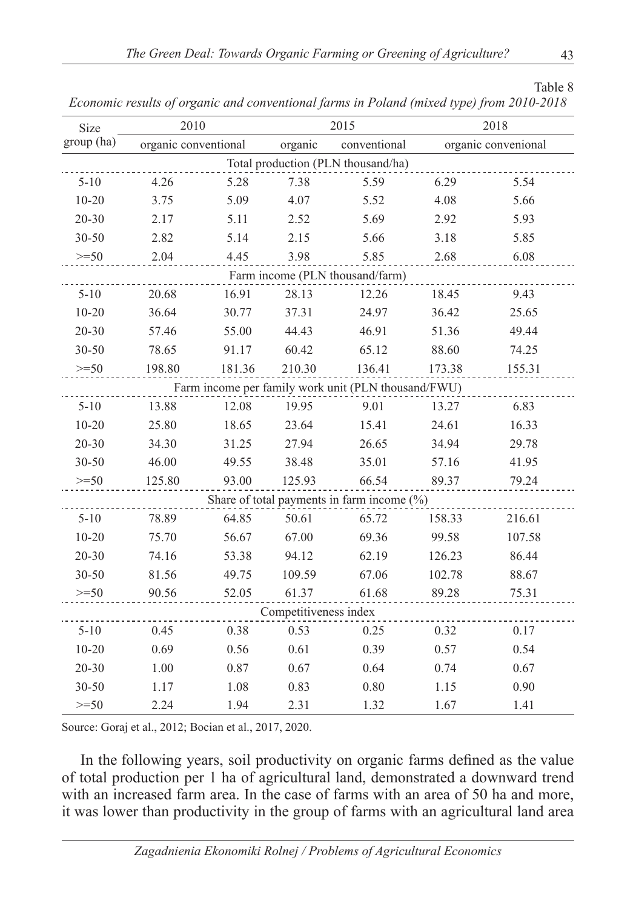Table 8

*Economic results of organic and conventional farms in Poland (mixed type) from 2010-2018*

| Size group (ha) | 2010 | | 2015 | | 2018 | |
|---|---|---|---|---|---|---|
| | organic | conventional | organic | conventional | organic | convenional |
| Total production (PLN thousand/ha) | | | | | | |
| 5-10 | 4.26 | 5.28 | 7.38 | 5.59 | 6.29 | 5.54 |
| 10-20 | 3.75 | 5.09 | 4.07 | 5.52 | 4.08 | 5.66 |
| 20-30 | 2.17 | 5.11 | 2.52 | 5.69 | 2.92 | 5.93 |
| 30-50 | 2.82 | 5.14 | 2.15 | 5.66 | 3.18 | 5.85 |
| >=50 | 2.04 | 4.45 | 3.98 | 5.85 | 2.68 | 6.08 |
| Farm income (PLN thousand/farm) | | | | | | |
| 5-10 | 20.68 | 16.91 | 28.13 | 12.26 | 18.45 | 9.43 |
| 10-20 | 36.64 | 30.77 | 37.31 | 24.97 | 36.42 | 25.65 |
| 20-30 | 57.46 | 55.00 | 44.43 | 46.91 | 51.36 | 49.44 |
| 30-50 | 78.65 | 91.17 | 60.42 | 65.12 | 88.60 | 74.25 |
| >=50 | 198.80 | 181.36 | 210.30 | 136.41 | 173.38 | 155.31 |
| Farm income per family work unit (PLN thousand/FWU) | | | | | | |
| 5-10 | 13.88 | 12.08 | 19.95 | 9.01 | 13.27 | 6.83 |
| 10-20 | 25.80 | 18.65 | 23.64 | 15.41 | 24.61 | 16.33 |
| 20-30 | 34.30 | 31.25 | 27.94 | 26.65 | 34.94 | 29.78 |
| 30-50 | 46.00 | 49.55 | 38.48 | 35.01 | 57.16 | 41.95 |
| >=50 | 125.80 | 93.00 | 125.93 | 66.54 | 89.37 | 79.24 |
| Share of total payments in farm income (%) | | | | | | |
| 5-10 | 78.89 | 64.85 | 50.61 | 65.72 | 158.33 | 216.61 |
| 10-20 | 75.70 | 56.67 | 67.00 | 69.36 | 99.58 | 107.58 |
| 20-30 | 74.16 | 53.38 | 94.12 | 62.19 | 126.23 | 86.44 |
| 30-50 | 81.56 | 49.75 | 109.59 | 67.06 | 102.78 | 88.67 |
| >=50 | 90.56 | 52.05 | 61.37 | 61.68 | 89.28 | 75.31 |
| Competitiveness index | | | | | | |
| 5-10 | 0.45 | 0.38 | 0.53 | 0.25 | 0.32 | 0.17 |
| 10-20 | 0.69 | 0.56 | 0.61 | 0.39 | 0.57 | 0.54 |
| 20-30 | 1.00 | 0.87 | 0.67 | 0.64 | 0.74 | 0.67 |
| 30-50 | 1.17 | 1.08 | 0.83 | 0.80 | 1.15 | 0.90 |
| >=50 | 2.24 | 1.94 | 2.31 | 1.32 | 1.67 | 1.41 |

Source: Goraj et al., 2012; Bocian et al., 2017, 2020.

In the following years, soil productivity on organic farms defined as the value of total production per 1 ha of agricultural land, demonstrated a downward trend with an increased farm area. In the case of farms with an area of 50 ha and more, it was lower than productivity in the group of farms with an agricultural land area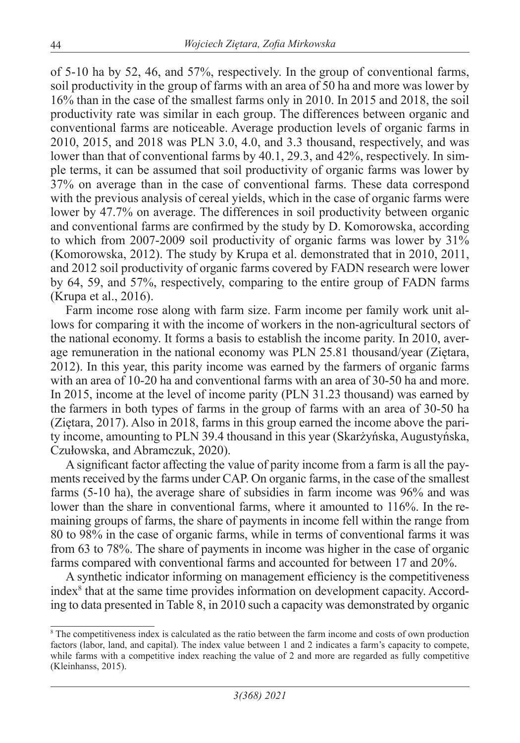of 5-10 ha by 52, 46, and 57%, respectively. In the group of conventional farms, soil productivity in the group of farms with an area of 50 ha and more was lower by 16% than in the case of the smallest farms only in 2010. In 2015 and 2018, the soil productivity rate was similar in each group. The differences between organic and conventional farms are noticeable. Average production levels of organic farms in 2010, 2015, and 2018 was PLN 3.0, 4.0, and 3.3 thousand, respectively, and was lower than that of conventional farms by 40.1, 29.3, and 42%, respectively. In simple terms, it can be assumed that soil productivity of organic farms was lower by 37% on average than in the case of conventional farms. These data correspond with the previous analysis of cereal yields, which in the case of organic farms were lower by 47.7% on average. The differences in soil productivity between organic and conventional farms are confirmed by the study by D. Komorowska, according to which from 2007-2009 soil productivity of organic farms was lower by 31% (Komorowska, 2012). The study by Krupa et al. demonstrated that in 2010, 2011, and 2012 soil productivity of organic farms covered by FADN research were lower by 64, 59, and 57%, respectively, comparing to the entire group of FADN farms (Krupa et al., 2016).

Farm income rose along with farm size. Farm income per family work unit allows for comparing it with the income of workers in the non-agricultural sectors of the national economy. It forms a basis to establish the income parity. In 2010, average remuneration in the national economy was PLN 25.81 thousand/year (Ziętara, 2012). In this year, this parity income was earned by the farmers of organic farms with an area of 10-20 ha and conventional farms with an area of 30-50 ha and more. In 2015, income at the level of income parity (PLN 31.23 thousand) was earned by the farmers in both types of farms in the group of farms with an area of 30-50 ha (Ziętara, 2017). Also in 2018, farms in this group earned the income above the parity income, amounting to PLN 39.4 thousand in this year (Skarżyńska, Augustyńska, Czułowska, and Abramczuk, 2020).

A significant factor affecting the value of parity income from a farm is all the payments received by the farms under CAP. On organic farms, in the case of the smallest farms (5-10 ha), the average share of subsidies in farm income was 96% and was lower than the share in conventional farms, where it amounted to 116%. In the remaining groups of farms, the share of payments in income fell within the range from 80 to 98% in the case of organic farms, while in terms of conventional farms it was from 63 to 78%. The share of payments in income was higher in the case of organic farms compared with conventional farms and accounted for between 17 and 20%.

A synthetic indicator informing on management efficiency is the competitiveness index[8] that at the same time provides information on development capacity. According to data presented in Table 8, in 2010 such a capacity was demonstrated by organic

---

[8] The competitiveness index is calculated as the ratio between the farm income and costs of own production factors (labor, land, and capital). The index value between 1 and 2 indicates a farm's capacity to compete, while farms with a competitive index reaching the value of 2 and more are regarded as fully competitive (Kleinhanss, 2015).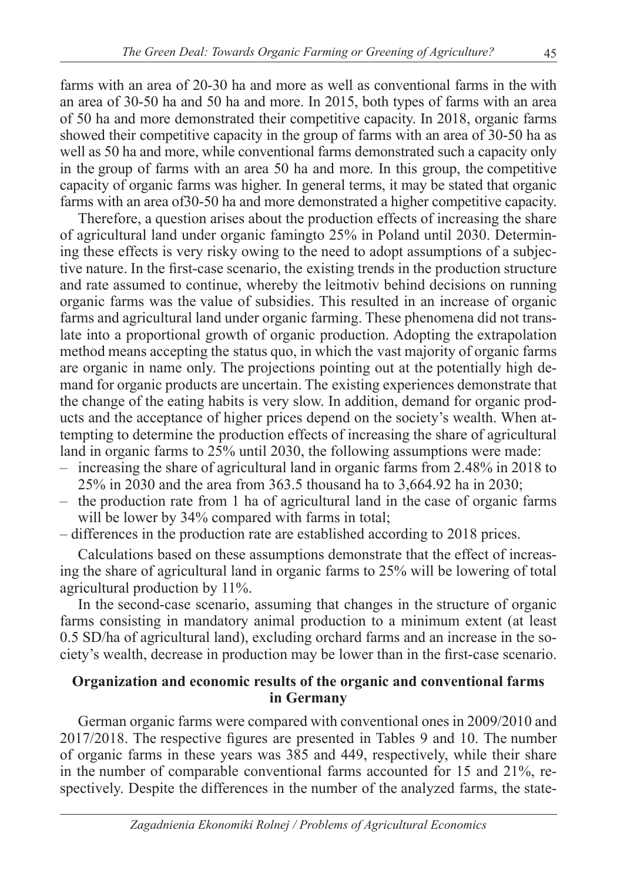farms with an area of 20-30 ha and more as well as conventional farms in the with an area of 30-50 ha and 50 ha and more. In 2015, both types of farms with an area of 50 ha and more demonstrated their competitive capacity. In 2018, organic farms showed their competitive capacity in the group of farms with an area of 30-50 ha as well as 50 ha and more, while conventional farms demonstrated such a capacity only in the group of farms with an area 50 ha and more. In this group, the competitive capacity of organic farms was higher. In general terms, it may be stated that organic farms with an area of30-50 ha and more demonstrated a higher competitive capacity.

Therefore, a question arises about the production effects of increasing the share of agricultural land under organic famingto 25% in Poland until 2030. Determining these effects is very risky owing to the need to adopt assumptions of a subjective nature. In the first-case scenario, the existing trends in the production structure and rate assumed to continue, whereby the leitmotiv behind decisions on running organic farms was the value of subsidies. This resulted in an increase of organic farms and agricultural land under organic farming. These phenomena did not translate into a proportional growth of organic production. Adopting the extrapolation method means accepting the status quo, in which the vast majority of organic farms are organic in name only. The projections pointing out at the potentially high demand for organic products are uncertain. The existing experiences demonstrate that the change of the eating habits is very slow. In addition, demand for organic products and the acceptance of higher prices depend on the society's wealth. When attempting to determine the production effects of increasing the share of agricultural land in organic farms to 25% until 2030, the following assumptions were made:

- increasing the share of agricultural land in organic farms from 2.48% in 2018 to 25% in 2030 and the area from 363.5 thousand ha to 3,664.92 ha in 2030;
- the production rate from 1 ha of agricultural land in the case of organic farms will be lower by 34% compared with farms in total;
- differences in the production rate are established according to 2018 prices.

Calculations based on these assumptions demonstrate that the effect of increasing the share of agricultural land in organic farms to 25% will be lowering of total agricultural production by 11%.

In the second-case scenario, assuming that changes in the structure of organic farms consisting in mandatory animal production to a minimum extent (at least 0.5 SD/ha of agricultural land), excluding orchard farms and an increase in the society's wealth, decrease in production may be lower than in the first-case scenario.

## Organization and economic results of the organic and conventional farms in Germany

German organic farms were compared with conventional ones in 2009/2010 and 2017/2018. The respective figures are presented in Tables 9 and 10. The number of organic farms in these years was 385 and 449, respectively, while their share in the number of comparable conventional farms accounted for 15 and 21%, respectively. Despite the differences in the number of the analyzed farms, the state-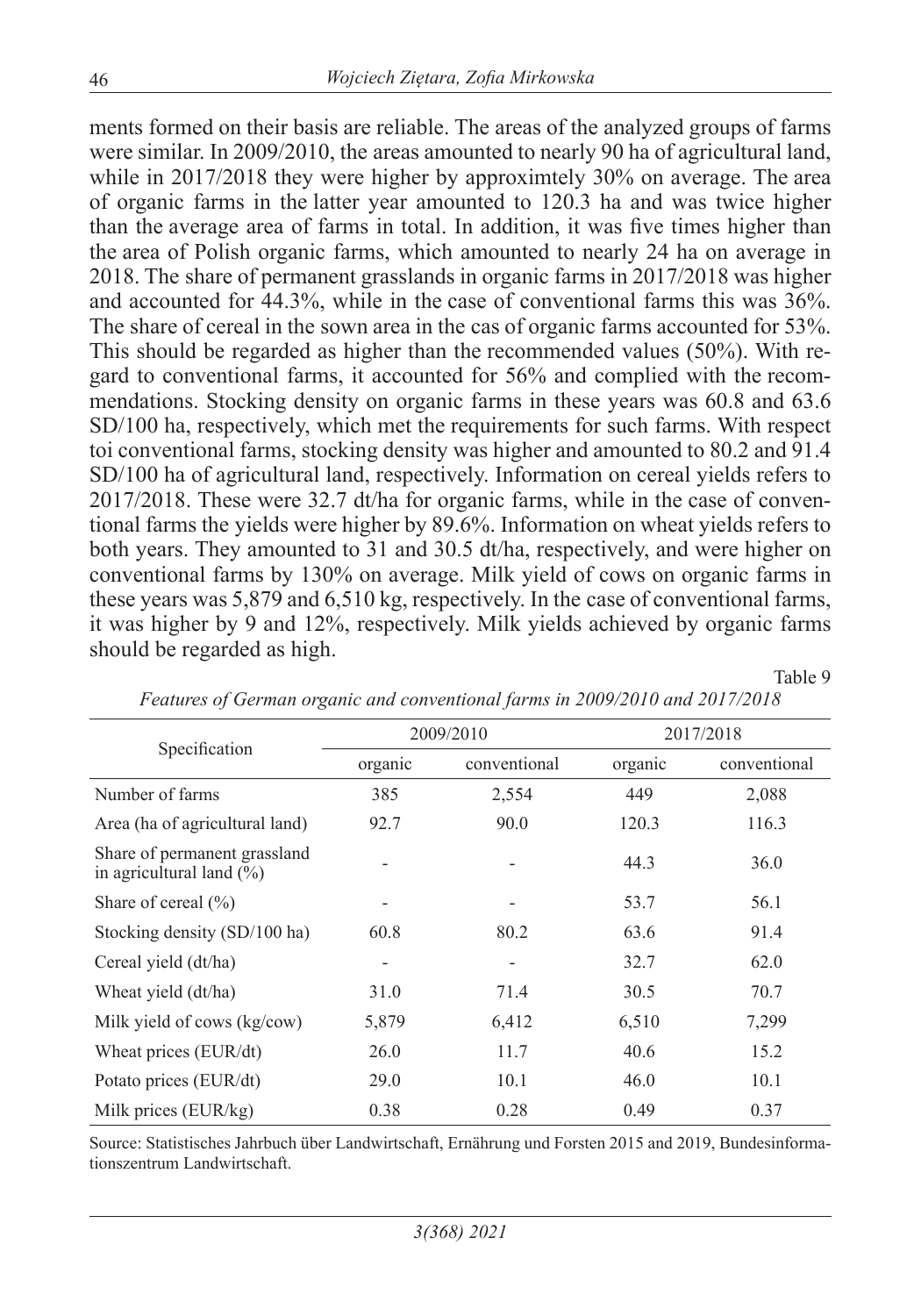ments formed on their basis are reliable. The areas of the analyzed groups of farms were similar. In 2009/2010, the areas amounted to nearly 90 ha of agricultural land, while in 2017/2018 they were higher by approximtely 30% on average. The area of organic farms in the latter year amounted to 120.3 ha and was twice higher than the average area of farms in total. In addition, it was five times higher than the area of Polish organic farms, which amounted to nearly 24 ha on average in 2018. The share of permanent grasslands in organic farms in 2017/2018 was higher and accounted for 44.3%, while in the case of conventional farms this was 36%. The share of cereal in the sown area in the cas of organic farms accounted for 53%. This should be regarded as higher than the recommended values (50%). With regard to conventional farms, it accounted for 56% and complied with the recommendations. Stocking density on organic farms in these years was 60.8 and 63.6 SD/100 ha, respectively, which met the requirements for such farms. With respect toi conventional farms, stocking density was higher and amounted to 80.2 and 91.4 SD/100 ha of agricultural land, respectively. Information on cereal yields refers to 2017/2018. These were 32.7 dt/ha for organic farms, while in the case of conventional farms the yields were higher by 89.6%. Information on wheat yields refers to both years. They amounted to 31 and 30.5 dt/ha, respectively, and were higher on conventional farms by 130% on average. Milk yield of cows on organic farms in these years was 5,879 and 6,510 kg, respectively. In the case of conventional farms, it was higher by 9 and 12%, respectively. Milk yields achieved by organic farms should be regarded as high.

Table 9

*Features of German organic and conventional farms in 2009/2010 and 2017/2018*

| Specification | 2009/2010 | | 2017/2018 | |
|---|---|---|---|---|
| | organic | conventional | organic | conventional |
| Number of farms | 385 | 2,554 | 449 | 2,088 |
| Area (ha of agricultural land) | 92.7 | 90.0 | 120.3 | 116.3 |
| Share of permanent grassland in agricultural land (%) | - | - | 44.3 | 36.0 |
| Share of cereal (%) | - | - | 53.7 | 56.1 |
| Stocking density (SD/100 ha) | 60.8 | 80.2 | 63.6 | 91.4 |
| Cereal yield (dt/ha) | - | - | 32.7 | 62.0 |
| Wheat yield (dt/ha) | 31.0 | 71.4 | 30.5 | 70.7 |
| Milk yield of cows (kg/cow) | 5,879 | 6,412 | 6,510 | 7,299 |
| Wheat prices (EUR/dt) | 26.0 | 11.7 | 40.6 | 15.2 |
| Potato prices (EUR/dt) | 29.0 | 10.1 | 46.0 | 10.1 |
| Milk prices (EUR/kg) | 0.38 | 0.28 | 0.49 | 0.37 |

Source: Statistisches Jahrbuch über Landwirtschaft, Ernährung und Forsten 2015 and 2019, Bundesinformationszentrum Landwirtschaft.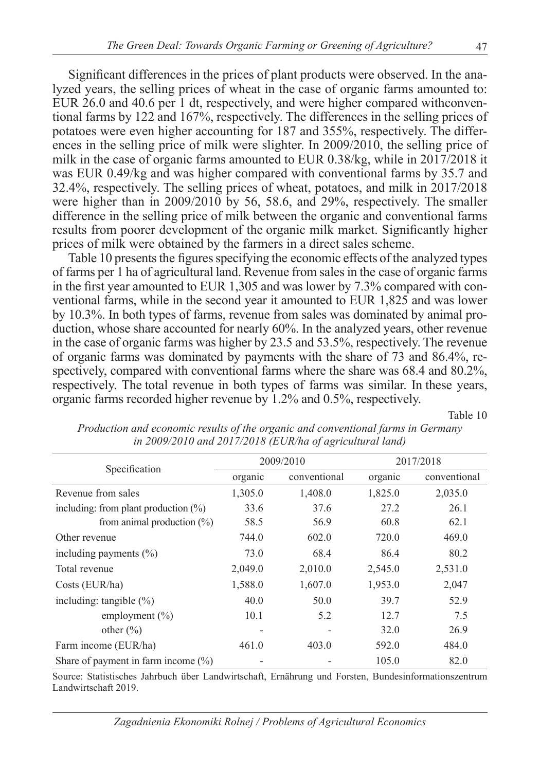Significant differences in the prices of plant products were observed. In the analyzed years, the selling prices of wheat in the case of organic farms amounted to: EUR 26.0 and 40.6 per 1 dt, respectively, and were higher compared withconventional farms by 122 and 167%, respectively. The differences in the selling prices of potatoes were even higher accounting for 187 and 355%, respectively. The differences in the selling price of milk were slighter. In 2009/2010, the selling price of milk in the case of organic farms amounted to EUR 0.38/kg, while in 2017/2018 it was EUR 0.49/kg and was higher compared with conventional farms by 35.7 and 32.4%, respectively. The selling prices of wheat, potatoes, and milk in 2017/2018 were higher than in 2009/2010 by 56, 58.6, and 29%, respectively. The smaller difference in the selling price of milk between the organic and conventional farms results from poorer development of the organic milk market. Significantly higher prices of milk were obtained by the farmers in a direct sales scheme.

Table 10 presents the figures specifying the economic effects of the analyzed types of farms per 1 ha of agricultural land. Revenue from sales in the case of organic farms in the first year amounted to EUR 1,305 and was lower by 7.3% compared with conventional farms, while in the second year it amounted to EUR 1,825 and was lower by 10.3%. In both types of farms, revenue from sales was dominated by animal production, whose share accounted for nearly 60%. In the analyzed years, other revenue in the case of organic farms was higher by 23.5 and 53.5%, respectively. The revenue of organic farms was dominated by payments with the share of 73 and 86.4%, respectively, compared with conventional farms where the share was 68.4 and 80.2%, respectively. The total revenue in both types of farms was similar. In these years, organic farms recorded higher revenue by 1.2% and 0.5%, respectively.

Table 10

*Production and economic results of the organic and conventional farms in Germany in 2009/2010 and 2017/2018 (EUR/ha of agricultural land)*

| Specification | 2009/2010 | | 2017/2018 | |
|---|---|---|---|---|
| | organic | conventional | organic | conventional |
| Revenue from sales | 1,305.0 | 1,408.0 | 1,825.0 | 2,035.0 |
| including: from plant production (%) | 33.6 | 37.6 | 27.2 | 26.1 |
| from animal production (%) | 58.5 | 56.9 | 60.8 | 62.1 |
| Other revenue | 744.0 | 602.0 | 720.0 | 469.0 |
| including payments (%) | 73.0 | 68.4 | 86.4 | 80.2 |
| Total revenue | 2,049.0 | 2,010.0 | 2,545.0 | 2,531.0 |
| Costs (EUR/ha) | 1,588.0 | 1,607.0 | 1,953.0 | 2,047 |
| including: tangible (%) | 40.0 | 50.0 | 39.7 | 52.9 |
| employment (%) | 10.1 | 5.2 | 12.7 | 7.5 |
| other (%) | - | - | 32.0 | 26.9 |
| Farm income (EUR/ha) | 461.0 | 403.0 | 592.0 | 484.0 |
| Share of payment in farm income (%) | - | - | 105.0 | 82.0 |

Source: Statistisches Jahrbuch über Landwirtschaft, Ernährung und Forsten, Bundesinformationszentrum Landwirtschaft 2019.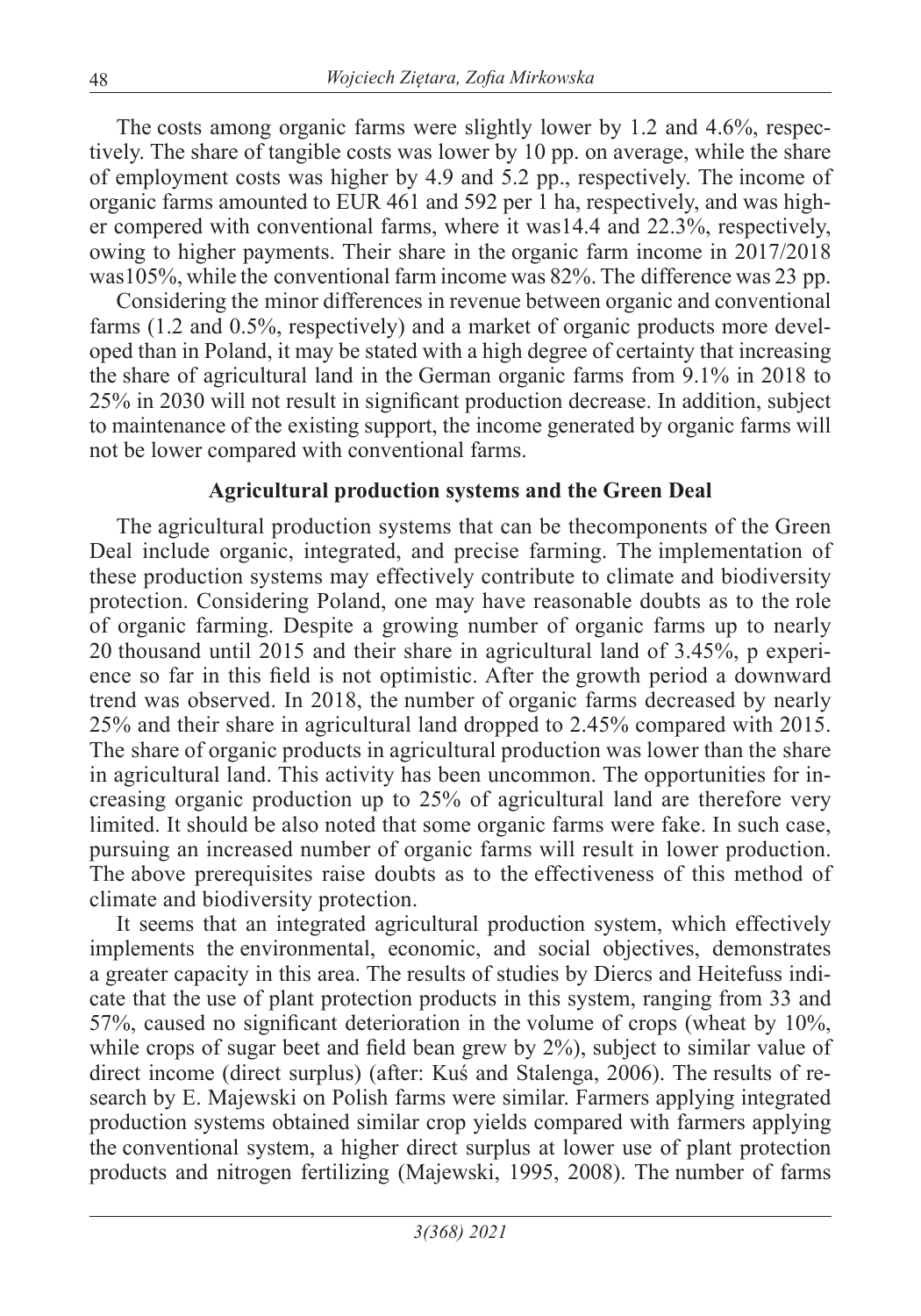The costs among organic farms were slightly lower by 1.2 and 4.6%, respectively. The share of tangible costs was lower by 10 pp. on average, while the share of employment costs was higher by 4.9 and 5.2 pp., respectively. The income of organic farms amounted to EUR 461 and 592 per 1 ha, respectively, and was higher compered with conventional farms, where it was14.4 and 22.3%, respectively, owing to higher payments. Their share in the organic farm income in 2017/2018 was105%, while the conventional farm income was 82%. The difference was 23 pp.

Considering the minor differences in revenue between organic and conventional farms (1.2 and 0.5%, respectively) and a market of organic products more developed than in Poland, it may be stated with a high degree of certainty that increasing the share of agricultural land in the German organic farms from 9.1% in 2018 to 25% in 2030 will not result in significant production decrease. In addition, subject to maintenance of the existing support, the income generated by organic farms will not be lower compared with conventional farms.

## Agricultural production systems and the Green Deal

The agricultural production systems that can be thecomponents of the Green Deal include organic, integrated, and precise farming. The implementation of these production systems may effectively contribute to climate and biodiversity protection. Considering Poland, one may have reasonable doubts as to the role of organic farming. Despite a growing number of organic farms up to nearly 20 thousand until 2015 and their share in agricultural land of 3.45%, p experience so far in this field is not optimistic. After the growth period a downward trend was observed. In 2018, the number of organic farms decreased by nearly 25% and their share in agricultural land dropped to 2.45% compared with 2015. The share of organic products in agricultural production was lower than the share in agricultural land. This activity has been uncommon. The opportunities for increasing organic production up to 25% of agricultural land are therefore very limited. It should be also noted that some organic farms were fake. In such case, pursuing an increased number of organic farms will result in lower production. The above prerequisites raise doubts as to the effectiveness of this method of climate and biodiversity protection.

It seems that an integrated agricultural production system, which effectively implements the environmental, economic, and social objectives, demonstrates a greater capacity in this area. The results of studies by Diercs and Heitefuss indicate that the use of plant protection products in this system, ranging from 33 and 57%, caused no significant deterioration in the volume of crops (wheat by 10%, while crops of sugar beet and field bean grew by 2%), subject to similar value of direct income (direct surplus) (after: Kuś and Stalenga, 2006). The results of research by E. Majewski on Polish farms were similar. Farmers applying integrated production systems obtained similar crop yields compared with farmers applying the conventional system, a higher direct surplus at lower use of plant protection products and nitrogen fertilizing (Majewski, 1995, 2008). The number of farms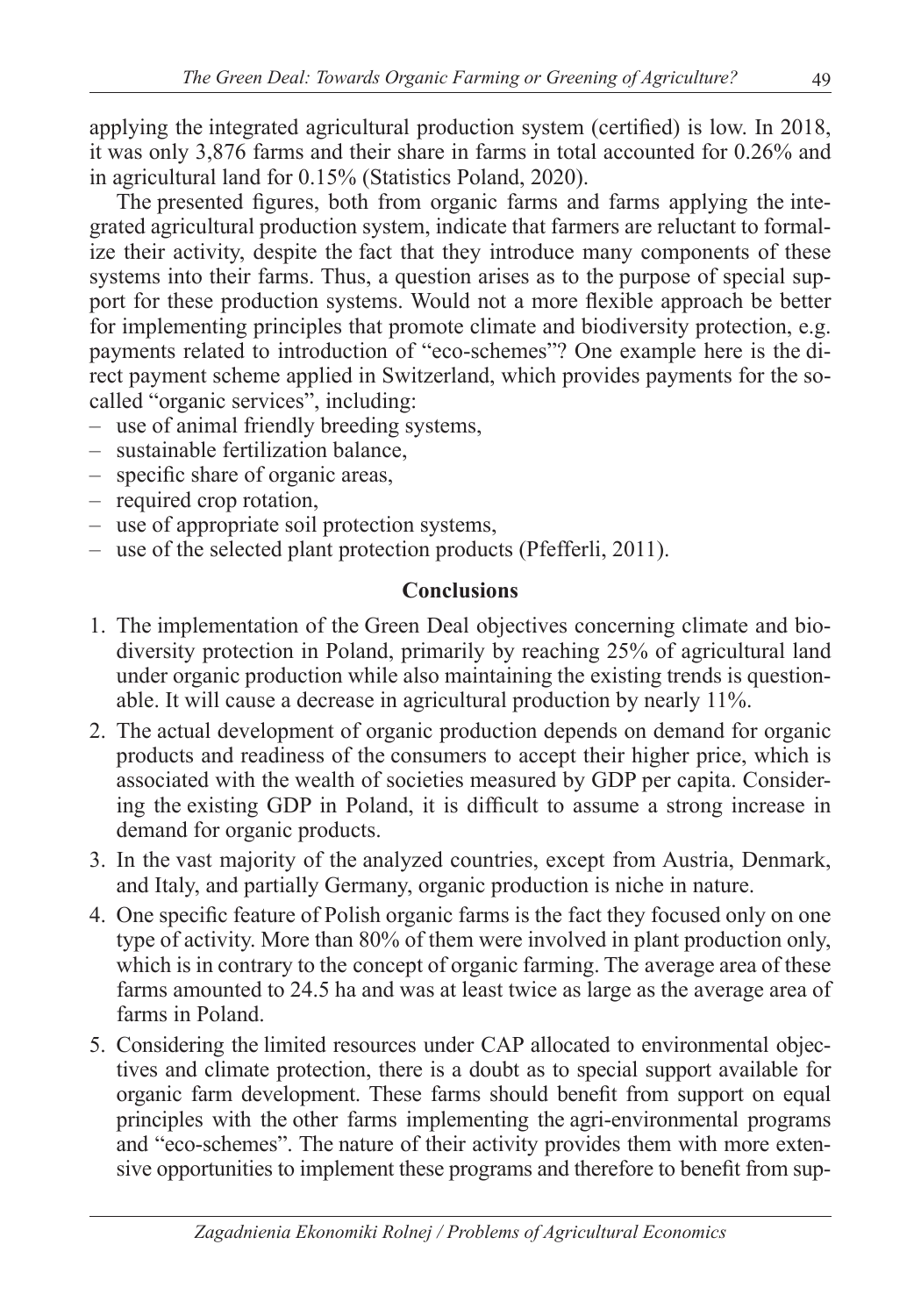applying the integrated agricultural production system (certified) is low. In 2018, it was only 3,876 farms and their share in farms in total accounted for 0.26% and in agricultural land for 0.15% (Statistics Poland, 2020).

The presented figures, both from organic farms and farms applying the integrated agricultural production system, indicate that farmers are reluctant to formalize their activity, despite the fact that they introduce many components of these systems into their farms. Thus, a question arises as to the purpose of special support for these production systems. Would not a more flexible approach be better for implementing principles that promote climate and biodiversity protection, e.g. payments related to introduction of "eco-schemes"? One example here is the direct payment scheme applied in Switzerland, which provides payments for the so-called "organic services", including:

- use of animal friendly breeding systems,
- sustainable fertilization balance,
- specific share of organic areas,
- required crop rotation,
- use of appropriate soil protection systems,
- use of the selected plant protection products (Pfefferli, 2011).

## Conclusions

1. The implementation of the Green Deal objectives concerning climate and biodiversity protection in Poland, primarily by reaching 25% of agricultural land under organic production while also maintaining the existing trends is questionable. It will cause a decrease in agricultural production by nearly 11%.
2. The actual development of organic production depends on demand for organic products and readiness of the consumers to accept their higher price, which is associated with the wealth of societies measured by GDP per capita. Considering the existing GDP in Poland, it is difficult to assume a strong increase in demand for organic products.
3. In the vast majority of the analyzed countries, except from Austria, Denmark, and Italy, and partially Germany, organic production is niche in nature.
4. One specific feature of Polish organic farms is the fact they focused only on one type of activity. More than 80% of them were involved in plant production only, which is in contrary to the concept of organic farming. The average area of these farms amounted to 24.5 ha and was at least twice as large as the average area of farms in Poland.
5. Considering the limited resources under CAP allocated to environmental objectives and climate protection, there is a doubt as to special support available for organic farm development. These farms should benefit from support on equal principles with the other farms implementing the agri-environmental programs and "eco-schemes". The nature of their activity provides them with more extensive opportunities to implement these programs and therefore to benefit from sup-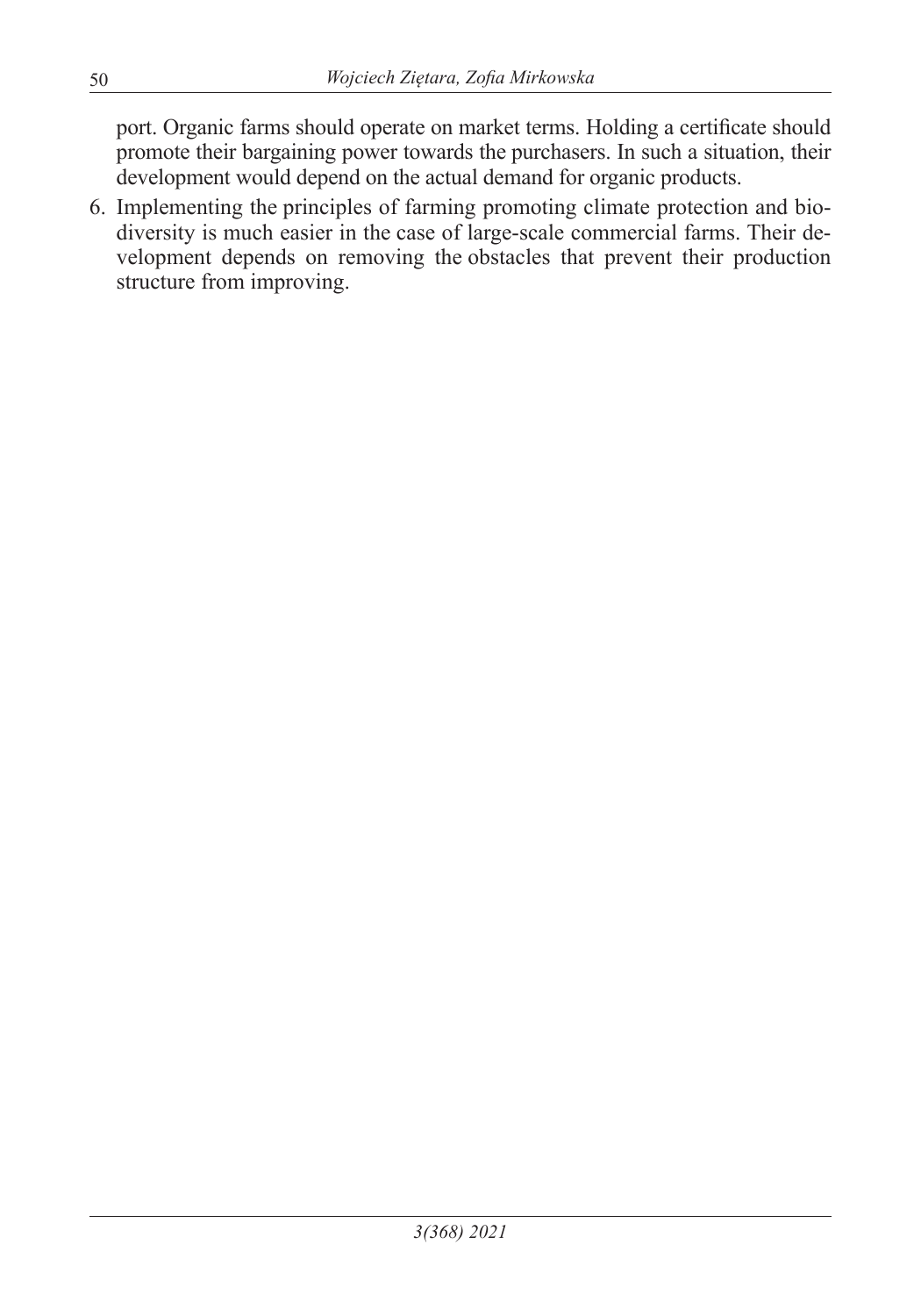port. Organic farms should operate on market terms. Holding a certificate should promote their bargaining power towards the purchasers. In such a situation, their development would depend on the actual demand for organic products.

6. Implementing the principles of farming promoting climate protection and biodiversity is much easier in the case of large-scale commercial farms. Their development depends on removing the obstacles that prevent their production structure from improving.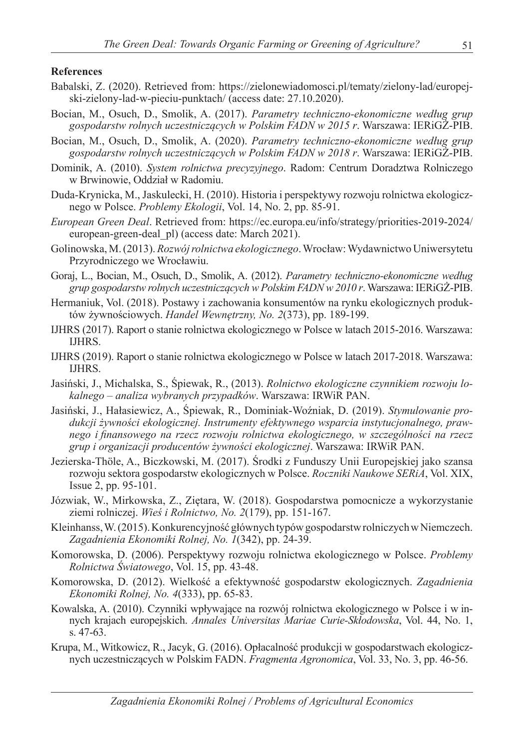## References

Babalski, Z. (2020). Retrieved from: https://zielonewiadomosci.pl/tematy/zielony-lad/europejski-zielony-lad-w-pieciu-punktach/ (access date: 27.10.2020).

Bocian, M., Osuch, D., Smolik, A. (2017). *Parametry techniczno-ekonomiczne według grup gospodarstw rolnych uczestniczących w Polskim FADN w 2015 r*. Warszawa: IERiGŻ-PIB.

Bocian, M., Osuch, D., Smolik, A. (2020). *Parametry techniczno-ekonomiczne według grup gospodarstw rolnych uczestniczących w Polskim FADN w 2018 r*. Warszawa: IERiGŻ-PIB.

Dominik, A. (2010). *System rolnictwa precyzyjnego*. Radom: Centrum Doradztwa Rolniczego w Brwinowie, Oddział w Radomiu.

Duda-Krynicka, M., Jaskulecki, H. (2010). Historia i perspektywy rozwoju rolnictwa ekologicznego w Polsce. *Problemy Ekologii*, Vol. 14, No. 2, pp. 85-91.

*European Green Deal*. Retrieved from: https://ec.europa.eu/info/strategy/priorities-2019-2024/european-green-deal_pl) (access date: March 2021).

Golinowska, M. (2013). *Rozwój rolnictwa ekologicznego*. Wrocław: Wydawnictwo Uniwersytetu Przyrodniczego we Wrocławiu.

Goraj, L., Bocian, M., Osuch, D., Smolik, A. (2012). *Parametry techniczno-ekonomiczne według grup gospodarstw rolnych uczestniczących w Polskim FADN w 2010 r*. Warszawa: IERiGŻ-PIB.

Hermaniuk, Vol. (2018). Postawy i zachowania konsumentów na rynku ekologicznych produktów żywnościowych. *Handel Wewnętrzny, No. 2*(373), pp. 189-199.

IJHRS (2017). Raport o stanie rolnictwa ekologicznego w Polsce w latach 2015-2016. Warszawa: IJHRS.

IJHRS (2019). Raport o stanie rolnictwa ekologicznego w Polsce w latach 2017-2018. Warszawa: IJHRS.

Jasiński, J., Michalska, S., Śpiewak, R., (2013). *Rolnictwo ekologiczne czynnikiem rozwoju lokalnego – analiza wybranych przypadków*. Warszawa: IRWiR PAN.

Jasiński, J., Hałasiewicz, A., Śpiewak, R., Dominiak-Woźniak, D. (2019). *Stymulowanie produkcji żywności ekologicznej. Instrumenty efektywnego wsparcia instytucjonalnego, prawnego i finansowego na rzecz rozwoju rolnictwa ekologicznego, w szczególności na rzecz grup i organizacji producentów żywności ekologicznej*. Warszawa: IRWiR PAN.

Jezierska-Thöle, A., Biczkowski, M. (2017). Środki z Funduszy Unii Europejskiej jako szansa rozwoju sektora gospodarstw ekologicznych w Polsce. *Roczniki Naukowe SERiA*, Vol. XIX, Issue 2, pp. 95-101.

Józwiak, W., Mirkowska, Z., Ziętara, W. (2018). Gospodarstwa pomocnicze a wykorzystanie ziemi rolniczej. *Wieś i Rolnictwo, No. 2*(179), pp. 151-167.

Kleinhanss, W. (2015). Konkurencyjność głównych typów gospodarstw rolniczych w Niemczech. *Zagadnienia Ekonomiki Rolnej, No. 1*(342), pp. 24-39.

Komorowska, D. (2006). Perspektywy rozwoju rolnictwa ekologicznego w Polsce. *Problemy Rolnictwa Światowego*, Vol. 15, pp. 43-48.

Komorowska, D. (2012). Wielkość a efektywność gospodarstw ekologicznych. *Zagadnienia Ekonomiki Rolnej, No. 4*(333), pp. 65-83.

Kowalska, A. (2010). Czynniki wpływające na rozwój rolnictwa ekologicznego w Polsce i w innych krajach europejskich. *Annales Universitas Mariae Curie-Skłodowska*, Vol. 44, No. 1, s. 47-63.

Krupa, M., Witkowicz, R., Jacyk, G. (2016). Opłacalność produkcji w gospodarstwach ekologicznych uczestniczących w Polskim FADN. *Fragmenta Agronomica*, Vol. 33, No. 3, pp. 46-56.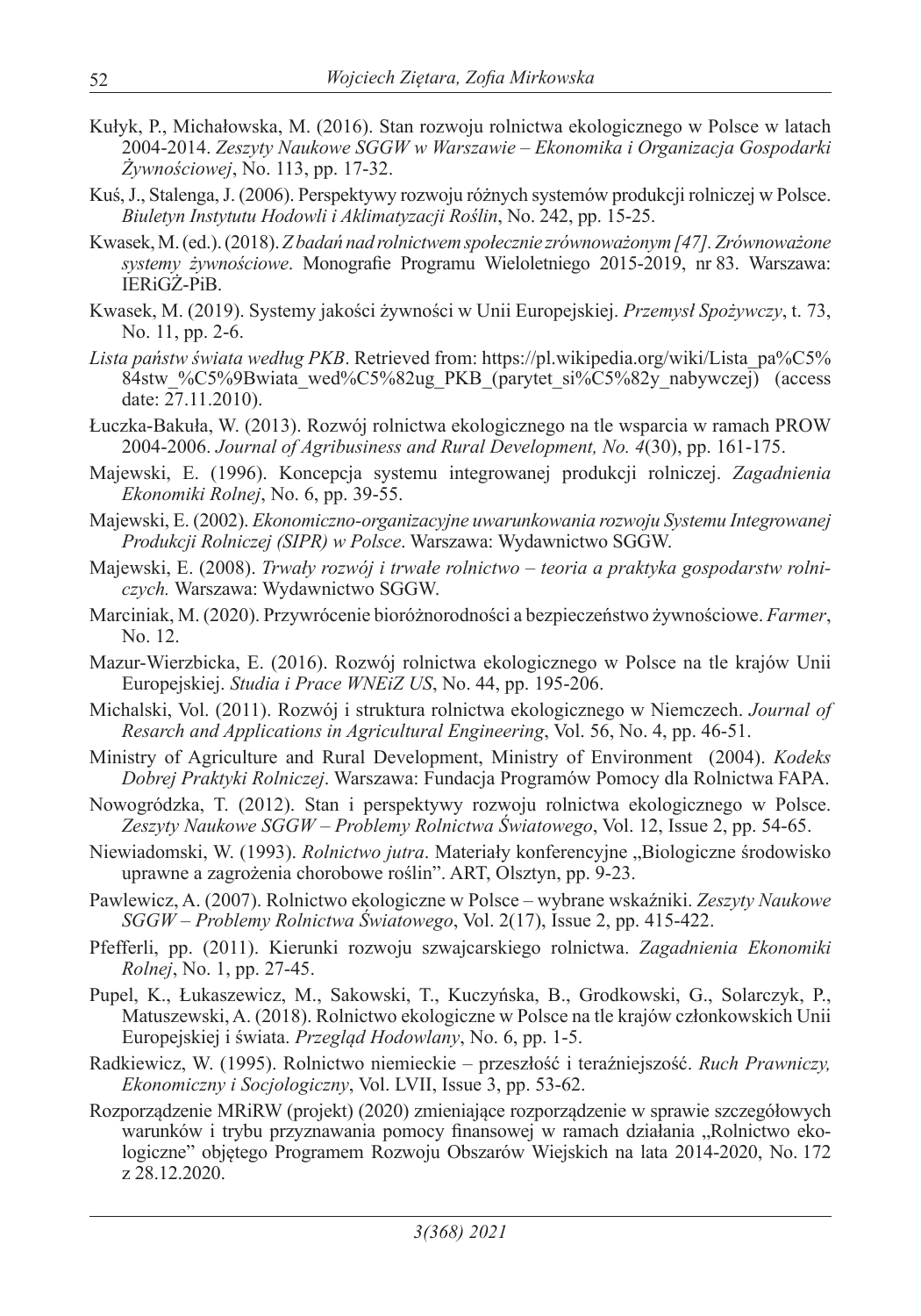Kułyk, P., Michałowska, M. (2016). Stan rozwoju rolnictwa ekologicznego w Polsce w latach 2004-2014. *Zeszyty Naukowe SGGW w Warszawie – Ekonomika i Organizacja Gospodarki Żywnościowej*, No. 113, pp. 17-32.

Kuś, J., Stalenga, J. (2006). Perspektywy rozwoju różnych systemów produkcji rolniczej w Polsce. *Biuletyn Instytutu Hodowli i Aklimatyzacji Roślin*, No. 242, pp. 15-25.

Kwasek, M. (ed.). (2018). *Z badań nad rolnictwem społecznie zrównoważonym [47]. Zrównoważone systemy żywnościowe*. Monografie Programu Wieloletniego 2015-2019, nr 83. Warszawa: IERiGŻ-PiB.

Kwasek, M. (2019). Systemy jakości żywności w Unii Europejskiej. *Przemysł Spożywczy*, t. 73, No. 11, pp. 2-6.

*Lista państw świata według PKB*. Retrieved from: https://pl.wikipedia.org/wiki/Lista_pa%C5%84stw_%C5%9Bwiata_wed%C5%82ug_PKB_(parytet_si%C5%82y_nabywczej) (access date: 27.11.2010).

Łuczka-Bakuła, W. (2013). Rozwój rolnictwa ekologicznego na tle wsparcia w ramach PROW 2004-2006. *Journal of Agribusiness and Rural Development, No. 4*(30), pp. 161-175.

Majewski, E. (1996). Koncepcja systemu integrowanej produkcji rolniczej. *Zagadnienia Ekonomiki Rolnej*, No. 6, pp. 39-55.

Majewski, E. (2002). *Ekonomiczno-organizacyjne uwarunkowania rozwoju Systemu Integrowanej Produkcji Rolniczej (SIPR) w Polsce*. Warszawa: Wydawnictwo SGGW.

Majewski, E. (2008). *Trwały rozwój i trwałe rolnictwo – teoria a praktyka gospodarstw rolniczych.* Warszawa: Wydawnictwo SGGW.

Marciniak, M. (2020). Przywrócenie bioróżnorodności a bezpieczeństwo żywnościowe. *Farmer*, No. 12.

Mazur-Wierzbicka, E. (2016). Rozwój rolnictwa ekologicznego w Polsce na tle krajów Unii Europejskiej. *Studia i Prace WNEiZ US*, No. 44, pp. 195-206.

Michalski, Vol. (2011). Rozwój i struktura rolnictwa ekologicznego w Niemczech. *Journal of Resarch and Applications in Agricultural Engineering*, Vol. 56, No. 4, pp. 46-51.

Ministry of Agriculture and Rural Development, Ministry of Environment (2004). *Kodeks Dobrej Praktyki Rolniczej*. Warszawa: Fundacja Programów Pomocy dla Rolnictwa FAPA.

Nowogródzka, T. (2012). Stan i perspektywy rozwoju rolnictwa ekologicznego w Polsce. *Zeszyty Naukowe SGGW – Problemy Rolnictwa Światowego*, Vol. 12, Issue 2, pp. 54-65.

Niewiadomski, W. (1993). *Rolnictwo jutra*. Materiały konferencyjne „Biologiczne środowisko uprawne a zagrożenia chorobowe roślin". ART, Olsztyn, pp. 9-23.

Pawlewicz, A. (2007). Rolnictwo ekologiczne w Polsce – wybrane wskaźniki. *Zeszyty Naukowe SGGW – Problemy Rolnictwa Światowego*, Vol. 2(17), Issue 2, pp. 415-422.

Pfefferli, pp. (2011). Kierunki rozwoju szwajcarskiego rolnictwa. *Zagadnienia Ekonomiki Rolnej*, No. 1, pp. 27-45.

Pupel, K., Łukaszewicz, M., Sakowski, T., Kuczyńska, B., Grodkowski, G., Solarczyk, P., Matuszewski, A. (2018). Rolnictwo ekologiczne w Polsce na tle krajów członkowskich Unii Europejskiej i świata. *Przegląd Hodowlany*, No. 6, pp. 1-5.

Radkiewicz, W. (1995). Rolnictwo niemieckie – przeszłość i teraźniejszość. *Ruch Prawniczy, Ekonomiczny i Socjologiczny*, Vol. LVII, Issue 3, pp. 53-62.

Rozporządzenie MRiRW (projekt) (2020) zmieniające rozporządzenie w sprawie szczegółowych warunków i trybu przyznawania pomocy finansowej w ramach działania „Rolnictwo ekologiczne" objętego Programem Rozwoju Obszarów Wiejskich na lata 2014-2020, No. 172 z 28.12.2020.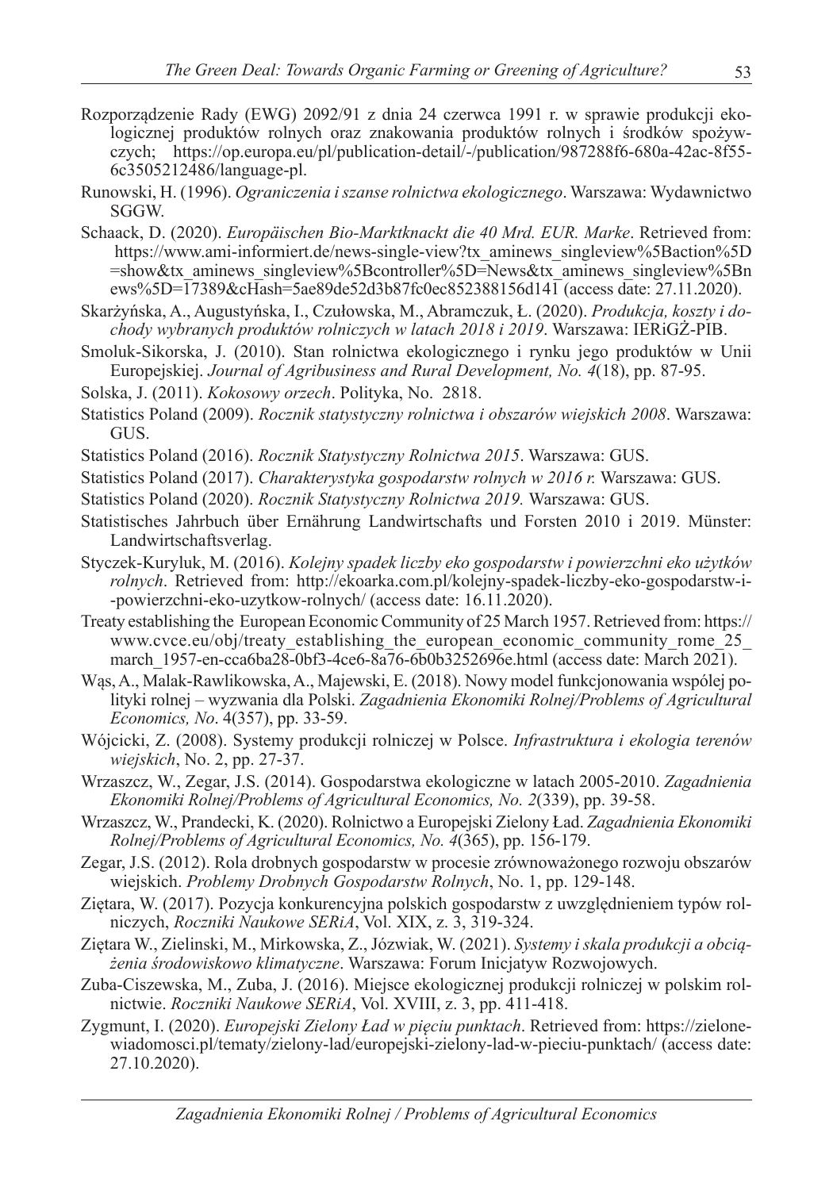Rozporządzenie Rady (EWG) 2092/91 z dnia 24 czerwca 1991 r. w sprawie produkcji ekologicznej produktów rolnych oraz znakowania produktów rolnych i środków spożywczych; https://op.europa.eu/pl/publication-detail/-/publication/987288f6-680a-42ac-8f55-6c3505212486/language-pl.

Runowski, H. (1996). *Ograniczenia i szanse rolnictwa ekologicznego*. Warszawa: Wydawnictwo SGGW.

Schaack, D. (2020). *Europäischen Bio-Marktknackt die 40 Mrd. EUR. Marke*. Retrieved from: https://www.ami-informiert.de/news-single-view?tx_aminews_singleview%5Baction%5D=show&tx_aminews_singleview%5Bcontroller%5D=News&tx_aminews_singleview%5Bnews%5D=17389&cHash=5ae89de52d3b87fc0ec852388156d141 (access date: 27.11.2020).

Skarżyńska, A., Augustyńska, I., Czułowska, M., Abramczuk, Ł. (2020). *Produkcja, koszty i dochody wybranych produktów rolniczych w latach 2018 i 2019*. Warszawa: IERiGŻ-PIB.

Smoluk-Sikorska, J. (2010). Stan rolnictwa ekologicznego i rynku jego produktów w Unii Europejskiej. *Journal of Agribusiness and Rural Development, No. 4*(18), pp. 87-95.

Solska, J. (2011). *Kokosowy orzech*. Polityka, No. 2818.

Statistics Poland (2009). *Rocznik statystyczny rolnictwa i obszarów wiejskich 2008*. Warszawa: GUS.

Statistics Poland (2016). *Rocznik Statystyczny Rolnictwa 2015*. Warszawa: GUS.

Statistics Poland (2017). *Charakterystyka gospodarstw rolnych w 2016 r.* Warszawa: GUS.

Statistics Poland (2020). *Rocznik Statystyczny Rolnictwa 2019.* Warszawa: GUS.

Statistisches Jahrbuch über Ernährung Landwirtschafts und Forsten 2010 i 2019. Münster: Landwirtschaftsverlag.

Styczek-Kuryluk, M. (2016). *Kolejny spadek liczby eko gospodarstw i powierzchni eko użytków rolnych*. Retrieved from: http://ekoarka.com.pl/kolejny-spadek-liczby-eko-gospodarstw-i--powierzchni-eko-uzytkow-rolnych/ (access date: 16.11.2020).

Treaty establishing the European Economic Community of 25 March 1957. Retrieved from: https://www.cvce.eu/obj/treaty_establishing_the_european_economic_community_rome_25_march_1957-en-cca6ba28-0bf3-4ce6-8a76-6b0b3252696e.html (access date: March 2021).

Wąs, A., Malak-Rawlikowska, A., Majewski, E. (2018). Nowy model funkcjonowania wspólej polityki rolnej – wyzwania dla Polski. *Zagadnienia Ekonomiki Rolnej/Problems of Agricultural Economics, No*. 4(357), pp. 33-59.

Wójcicki, Z. (2008). Systemy produkcji rolniczej w Polsce. *Infrastruktura i ekologia terenów wiejskich*, No. 2, pp. 27-37.

Wrzaszcz, W., Zegar, J.S. (2014). Gospodarstwa ekologiczne w latach 2005-2010. *Zagadnienia Ekonomiki Rolnej/Problems of Agricultural Economics, No. 2*(339), pp. 39-58.

Wrzaszcz, W., Prandecki, K. (2020). Rolnictwo a Europejski Zielony Ład. *Zagadnienia Ekonomiki Rolnej/Problems of Agricultural Economics, No. 4*(365), pp. 156-179.

Zegar, J.S. (2012). Rola drobnych gospodarstw w procesie zrównoważonego rozwoju obszarów wiejskich. *Problemy Drobnych Gospodarstw Rolnych*, No. 1, pp. 129-148.

Ziętara, W. (2017). Pozycja konkurencyjna polskich gospodarstw z uwzględnieniem typów rolniczych, *Roczniki Naukowe SERiA*, Vol. XIX, z. 3, 319-324.

Ziętara W., Zielinski, M., Mirkowska, Z., Józwiak, W. (2021). *Systemy i skala produkcji a obciążenia środowiskowo klimatyczne*. Warszawa: Forum Inicjatyw Rozwojowych.

Zuba-Ciszewska, M., Zuba, J. (2016). Miejsce ekologicznej produkcji rolniczej w polskim rolnictwie. *Roczniki Naukowe SERiA*, Vol. XVIII, z. 3, pp. 411-418.

Zygmunt, I. (2020). *Europejski Zielony Ład w pięciu punktach*. Retrieved from: https://zielonewiadomosci.pl/tematy/zielony-lad/europejski-zielony-lad-w-pieciu-punktach/ (access date: 27.10.2020).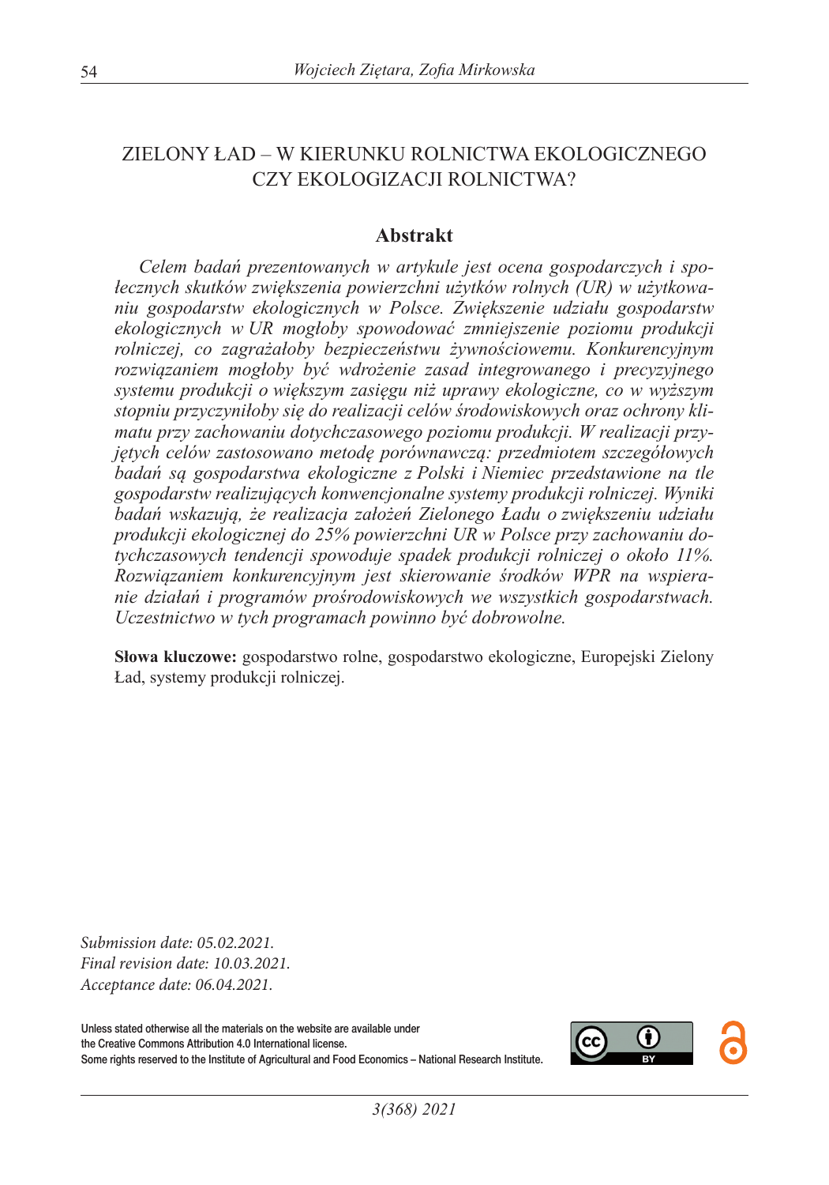# ZIELONY ŁAD – W KIERUNKU ROLNICTWA EKOLOGICZNEGO CZY EKOLOGIZACJI ROLNICTWA?

## Abstrakt

*Celem badań prezentowanych w artykule jest ocena gospodarczych i społecznych skutków zwiększenia powierzchni użytków rolnych (UR) w użytkowaniu gospodarstw ekologicznych w Polsce. Zwiększenie udziału gospodarstw ekologicznych w UR mogłoby spowodować zmniejszenie poziomu produkcji rolniczej, co zagrażałoby bezpieczeństwu żywnościowemu. Konkurencyjnym rozwiązaniem mogłoby być wdrożenie zasad integrowanego i precyzyjnego systemu produkcji o większym zasięgu niż uprawy ekologiczne, co w wyższym stopniu przyczyniłoby się do realizacji celów środowiskowych oraz ochrony klimatu przy zachowaniu dotychczasowego poziomu produkcji. W realizacji przyjętych celów zastosowano metodę porównawczą: przedmiotem szczegółowych badań są gospodarstwa ekologiczne z Polski i Niemiec przedstawione na tle gospodarstw realizujących konwencjonalne systemy produkcji rolniczej. Wyniki badań wskazują, że realizacja założeń Zielonego Ładu o zwiększeniu udziału produkcji ekologicznej do 25% powierzchni UR w Polsce przy zachowaniu dotychczasowych tendencji spowoduje spadek produkcji rolniczej o około 11%. Rozwiązaniem konkurencyjnym jest skierowanie środków WPR na wspieranie działań i programów prośrodowiskowych we wszystkich gospodarstwach. Uczestnictwo w tych programach powinno być dobrowolne.*

**Słowa kluczowe:** gospodarstwo rolne, gospodarstwo ekologiczne, Europejski Zielony Ład, systemy produkcji rolniczej.

*Submission date: 05.02.2021.*
*Final revision date: 10.03.2021.*
*Acceptance date: 06.04.2021.*

Unless stated otherwise all the materials on the website are available under the Creative Commons Attribution 4.0 International license.
Some rights reserved to the Institute of Agricultural and Food Economics – National Research Institute.